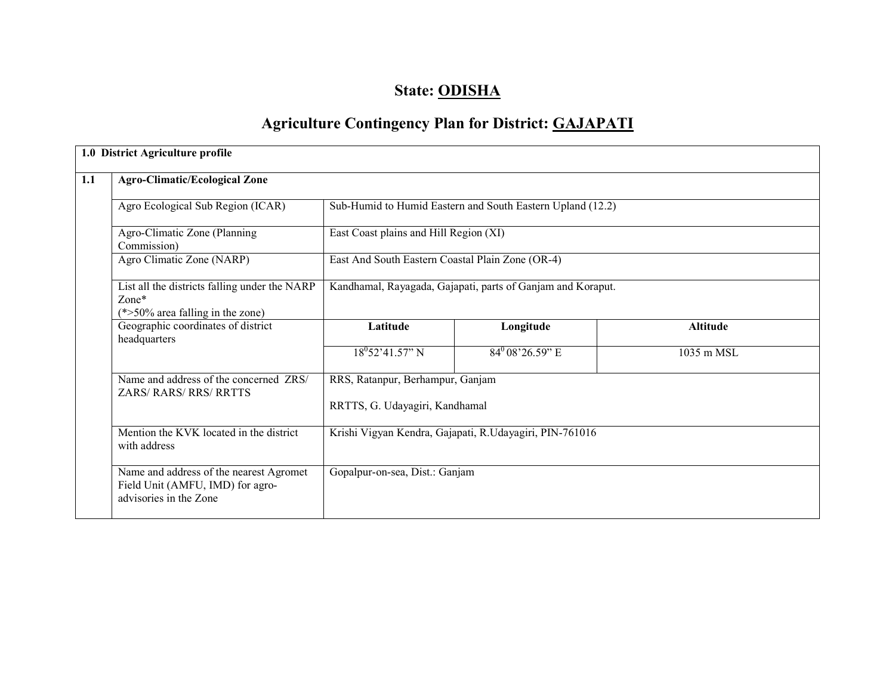# State: ODISHA

## Agriculture Contingency Plan for District: GAJAPATI

| 1.0 District Agriculture profile | | | | |
|---|---|---|---|---|
| **1.1** | **Agro-Climatic/Ecological Zone** | | | |
| | Agro Ecological Sub Region (ICAR) | Sub-Humid to Humid Eastern and South Eastern Upland (12.2) | | |
| | Agro-Climatic Zone (Planning Commission) | East Coast plains and Hill Region (XI) | | |
| | Agro Climatic Zone (NARP) | East And South Eastern Coastal Plain Zone (OR-4) | | |
| | List all the districts falling under the NARP Zone* (*>50% area falling in the zone) | Kandhamal, Rayagada, Gajapati, parts of Ganjam and Koraput. | | |
| | Geographic coordinates of district headquarters | **Latitude** | **Longitude** | **Altitude** |
| | | $18^0$52'41.57" N | $84^0$ 08'26.59" E | 1035 m MSL |
| | Name and address of the concerned ZRS/ ZARS/ RARS/ RRS/ RRTTS | RRS, Ratanpur, Berhampur, Ganjam<br><br>RRTTS, G. Udayagiri, Kandhamal | | |
| | Mention the KVK located in the district with address | Krishi Vigyan Kendra, Gajapati, R.Udayagiri, PIN-761016 | | |
| | Name and address of the nearest Agromet Field Unit (AMFU, IMD) for agro-advisories in the Zone | Gopalpur-on-sea, Dist.: Ganjam | | |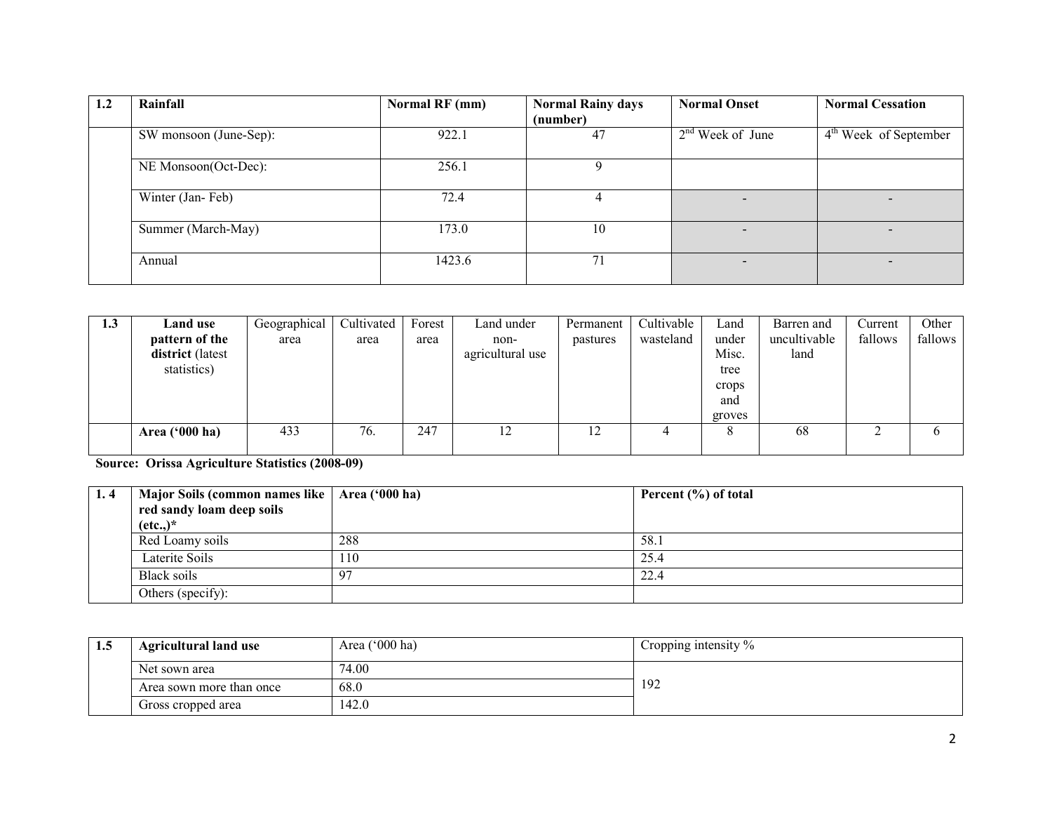| 1.2 | Rainfall | Normal RF (mm) | Normal Rainy days (number) | Normal Onset | Normal Cessation |
|---|---|---|---|---|---|
| | SW monsoon (June-Sep): | 922.1 | 47 | 2nd Week of June | 4th Week of September |
| | NE Monsoon(Oct-Dec): | 256.1 | 9 | | |
| | Winter (Jan- Feb) | 72.4 | 4 | - | - |
| | Summer (March-May) | 173.0 | 10 | - | - |
| | Annual | 1423.6 | 71 | - | - |

| 1.3 | Land use pattern of the district (latest statistics) | Geographical area | Cultivated area | Forest area | Land under non-agricultural use | Permanent pastures | Cultivable wasteland | Land under Misc. tree crops and groves | Barren and uncultivable land | Current fallows | Other fallows |
|---|---|---|---|---|---|---|---|---|---|---|---|
| | **Area ('000 ha)** | 433 | 76. | 247 | 12 | 12 | 4 | 8 | 68 | 2 | 6 |

**Source: Orissa Agriculture Statistics (2008-09)**

| 1. 4 | Major Soils (common names like red sandy loam deep soils (etc.,)* | Area ('000 ha) | Percent (%) of total |
|---|---|---|---|
| | Red Loamy soils | 288 | 58.1 |
| | Laterite Soils | 110 | 25.4 |
| | Black soils | 97 | 22.4 |
| | Others (specify): | | |

| 1.5 | Agricultural land use | Area ('000 ha) | Cropping intensity % |
|---|---|---|---|
| | Net sown area | 74.00 | 192 |
| | Area sown more than once | 68.0 | |
| | Gross cropped area | 142.0 | |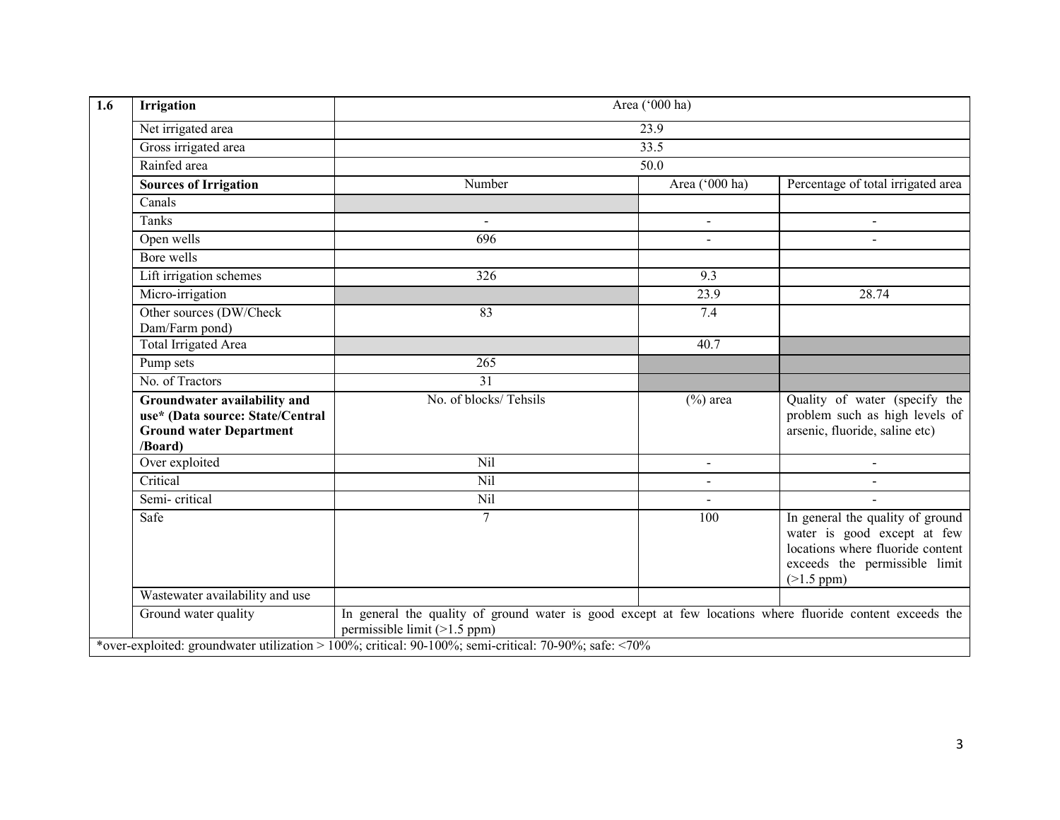| 1.6 | Irrigation | Area ('000 ha) | | |
|---|---|---|---|---|
| | Net irrigated area | 23.9 | | |
| | Gross irrigated area | 33.5 | | |
| | Rainfed area | 50.0 | | |
| | **Sources of Irrigation** | Number | Area ('000 ha) | Percentage of total irrigated area |
| | Canals | | | |
| | Tanks | - | - | - |
| | Open wells | 696 | - | - |
| | Bore wells | | | |
| | Lift irrigation schemes | 326 | 9.3 | |
| | Micro-irrigation | | 23.9 | 28.74 |
| | Other sources (DW/Check Dam/Farm pond) | 83 | 7.4 | |
| | Total Irrigated Area | | 40.7 | |
| | Pump sets | 265 | | |
| | No. of Tractors | 31 | | |
| | **Groundwater availability and use* (Data source: State/Central Ground water Department /Board)** | No. of blocks/ Tehsils | (%) area | Quality of water (specify the problem such as high levels of arsenic, fluoride, saline etc) |
| | Over exploited | Nil | - | - |
| | Critical | Nil | - | - |
| | Semi- critical | Nil | - | - |
| | Safe | 7 | 100 | In general the quality of ground water is good except at few locations where fluoride content exceeds the permissible limit (>1.5 ppm) |
| | Wastewater availability and use | | | |
| | Ground water quality | In general the quality of ground water is good except at few locations where fluoride content exceeds the permissible limit (>1.5 ppm) | | |

*over-exploited: groundwater utilization > 100%; critical: 90-100%; semi-critical: 70-90%; safe: <70%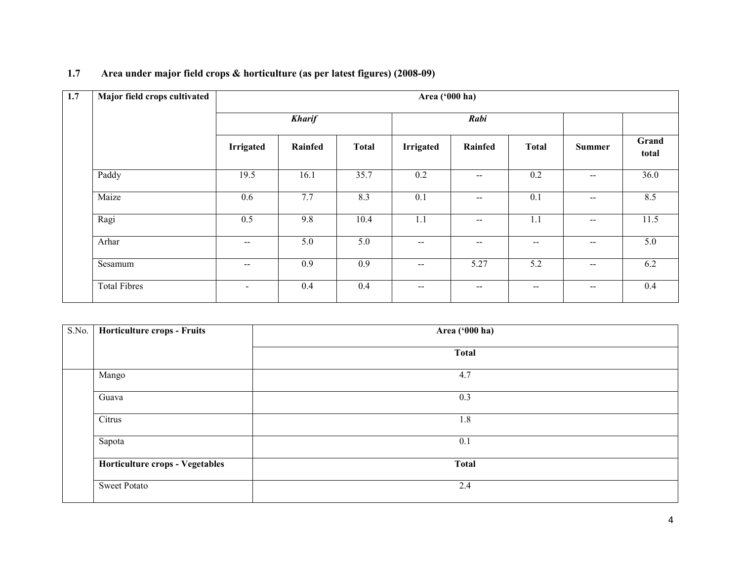## 1.7 Area under major field crops & horticulture (as per latest figures) (2008-09)

| 1.7 | Major field crops cultivated | Area ('000 ha) | | | | | | | |
|---|---|---|---|---|---|---|---|---|---|
| | | ***Kharif*** | | | ***Rabi*** | | | | |
| | | **Irrigated** | **Rainfed** | **Total** | **Irrigated** | **Rainfed** | **Total** | **Summer** | **Grand total** |
| | Paddy | 19.5 | 16.1 | 35.7 | 0.2 | -- | 0.2 | -- | 36.0 |
| | Maize | 0.6 | 7.7 | 8.3 | 0.1 | -- | 0.1 | -- | 8.5 |
| | Ragi | 0.5 | 9.8 | 10.4 | 1.1 | -- | 1.1 | -- | 11.5 |
| | Arhar | -- | 5.0 | 5.0 | -- | -- | -- | -- | 5.0 |
| | Sesamum | -- | 0.9 | 0.9 | -- | 5.27 | 5.2 | -- | 6.2 |
| | Total Fibres | - | 0.4 | 0.4 | -- | -- | -- | -- | 0.4 |

| S.No. | Horticulture crops - Fruits | Area ('000 ha) |
|---|---|---|
| | | **Total** |
| | Mango | 4.7 |
| | Guava | 0.3 |
| | Citrus | 1.8 |
| | Sapota | 0.1 |
| | **Horticulture crops - Vegetables** | **Total** |
| | Sweet Potato | 2.4 |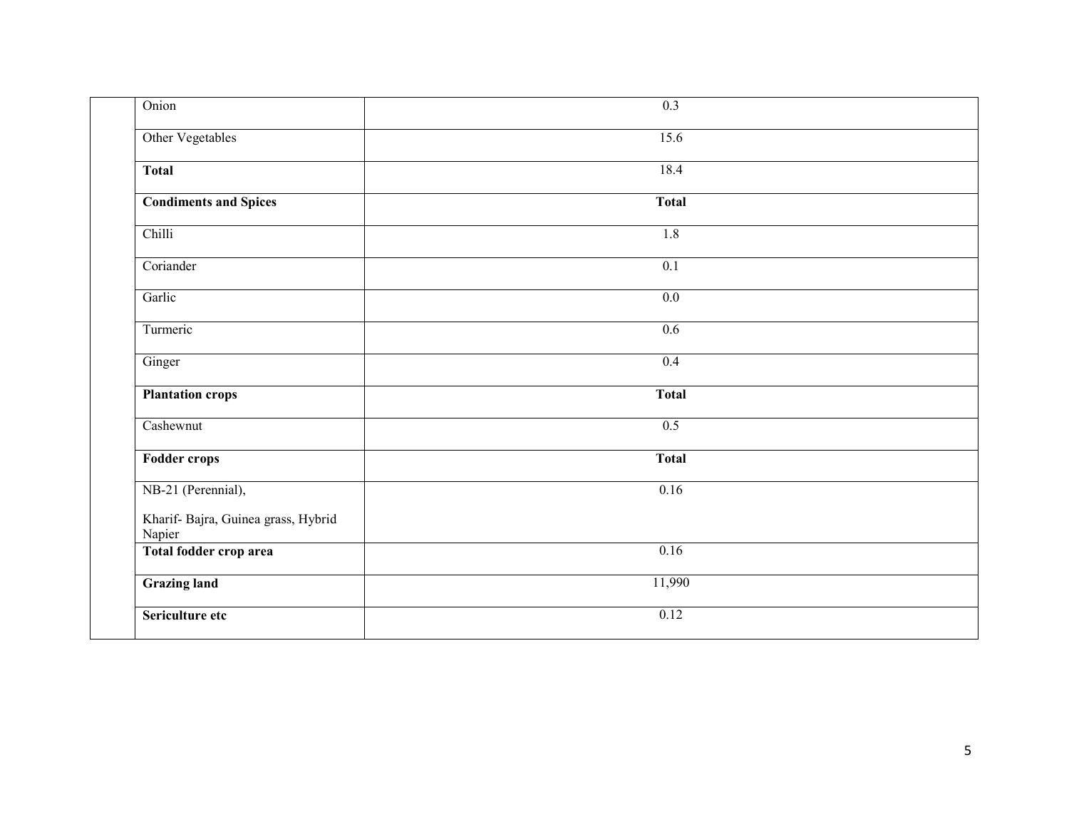| | | |
|---|---|---|
| | Onion | 0.3 |
| | Other Vegetables | 15.6 |
| | **Total** | 18.4 |
| | **Condiments and Spices** | **Total** |
| | Chilli | 1.8 |
| | Coriander | 0.1 |
| | Garlic | 0.0 |
| | Turmeric | 0.6 |
| | Ginger | 0.4 |
| | **Plantation crops** | **Total** |
| | Cashewnut | 0.5 |
| | **Fodder crops** | **Total** |
| | NB-21 (Perennial),<br><br>Kharif- Bajra, Guinea grass, Hybrid Napier | 0.16 |
| | **Total fodder crop area** | 0.16 |
| | **Grazing land** | 11,990 |
| | **Sericulture etc** | 0.12 |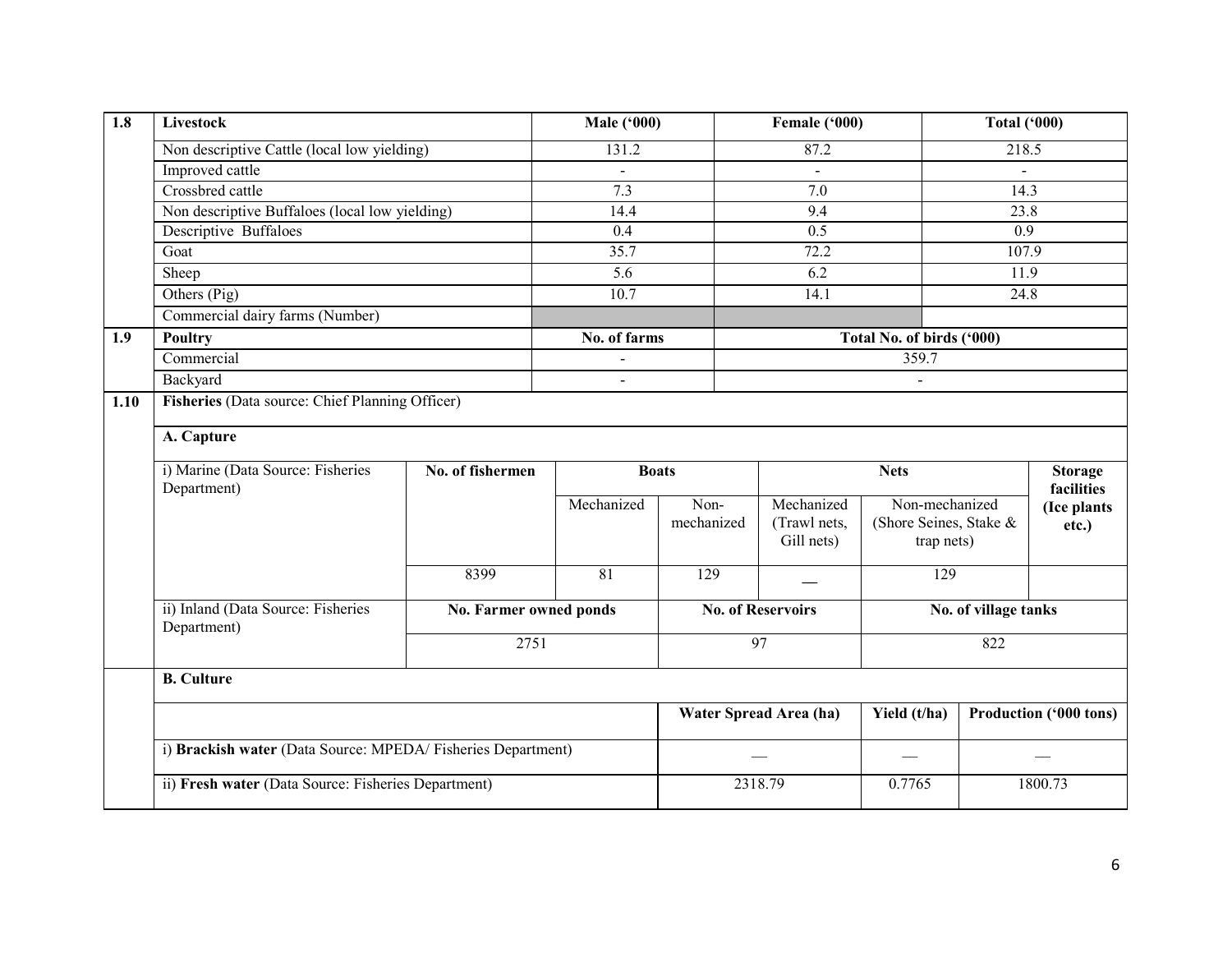| 1.8 | Livestock | Male ('000) | Female ('000) | Total ('000) |
|---|---|---|---|---|
| | Non descriptive Cattle (local low yielding) | 131.2 | 87.2 | 218.5 |
| | Improved cattle | - | - | - |
| | Crossbred cattle | 7.3 | 7.0 | 14.3 |
| | Non descriptive Buffaloes (local low yielding) | 14.4 | 9.4 | 23.8 |
| | Descriptive Buffaloes | 0.4 | 0.5 | 0.9 |
| | Goat | 35.7 | 72.2 | 107.9 |
| | Sheep | 5.6 | 6.2 | 11.9 |
| | Others (Pig) | 10.7 | 14.1 | 24.8 |
| | Commercial dairy farms (Number) | | | |
| **1.9** | **Poultry** | **No. of farms** | **Total No. of birds ('000)** | |
| | Commercial | - | 359.7 | |
| | Backyard | - | - | |

**1.10 Fisheries** (Data source: Chief Planning Officer)

**A. Capture**

| | No. of fishermen | Boats | | Nets | | Storage facilities (Ice plants etc.) |
|---|---|---|---|---|---|---|
| | | Mechanized | Non-mechanized | Mechanized (Trawl nets, Gill nets) | Non-mechanized (Shore Seines, Stake & trap nets) | |
| i) Marine (Data Source: Fisheries Department) | 8399 | 81 | 129 | __ | 129 | |

| | No. Farmer owned ponds | No. of Reservoirs | No. of village tanks |
|---|---|---|---|
| ii) Inland (Data Source: Fisheries Department) | 2751 | 97 | 822 |

**B. Culture**

| | Water Spread Area (ha) | Yield (t/ha) | Production ('000 tons) |
|---|---|---|---|
| i) **Brackish water** (Data Source: MPEDA/ Fisheries Department) | __ | __ | __ |
| ii) **Fresh water** (Data Source: Fisheries Department) | 2318.79 | 0.7765 | 1800.73 |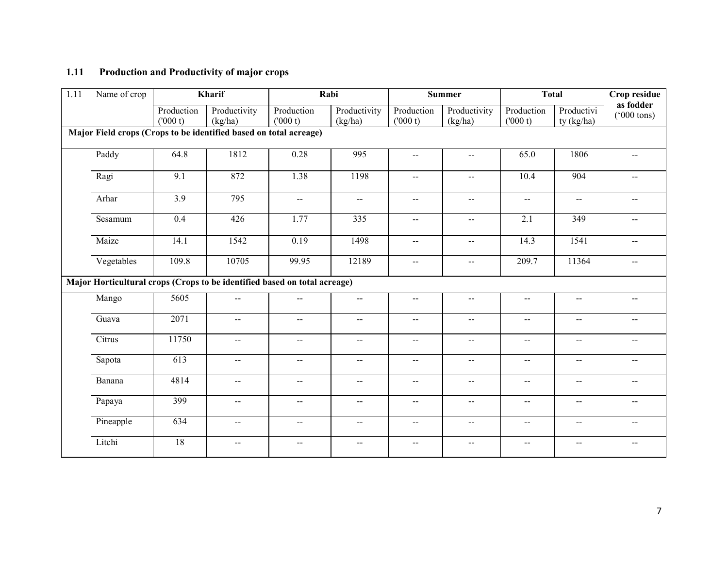## 1.11 Production and Productivity of major crops

| 1.11 | Name of crop | Kharif | | Rabi | | Summer | | Total | | Crop residue as fodder ('000 tons) |
|---|---|---|---|---|---|---|---|---|---|---|
| | | Production ('000 t) | Productivity (kg/ha) | Production ('000 t) | Productivity (kg/ha) | Production ('000 t) | Productivity (kg/ha) | Production ('000 t) | Productivity (kg/ha) | |
| **Major Field crops (Crops to be identified based on total acreage)** | | | | | | | | | | |
| | Paddy | 64.8 | 1812 | 0.28 | 995 | -- | -- | 65.0 | 1806 | -- |
| | Ragi | 9.1 | 872 | 1.38 | 1198 | -- | -- | 10.4 | 904 | -- |
| | Arhar | 3.9 | 795 | -- | -- | -- | -- | -- | -- | -- |
| | Sesamum | 0.4 | 426 | 1.77 | 335 | -- | -- | 2.1 | 349 | -- |
| | Maize | 14.1 | 1542 | 0.19 | 1498 | -- | -- | 14.3 | 1541 | -- |
| | Vegetables | 109.8 | 10705 | 99.95 | 12189 | -- | -- | 209.7 | 11364 | -- |
| **Major Horticultural crops (Crops to be identified based on total acreage)** | | | | | | | | | | |
| | Mango | 5605 | -- | -- | -- | -- | -- | -- | -- | -- |
| | Guava | 2071 | -- | -- | -- | -- | -- | -- | -- | -- |
| | Citrus | 11750 | -- | -- | -- | -- | -- | -- | -- | -- |
| | Sapota | 613 | -- | -- | -- | -- | -- | -- | -- | -- |
| | Banana | 4814 | -- | -- | -- | -- | -- | -- | -- | -- |
| | Papaya | 399 | -- | -- | -- | -- | -- | -- | -- | -- |
| | Pineapple | 634 | -- | -- | -- | -- | -- | -- | -- | -- |
| | Litchi | 18 | -- | -- | -- | -- | -- | -- | -- | -- |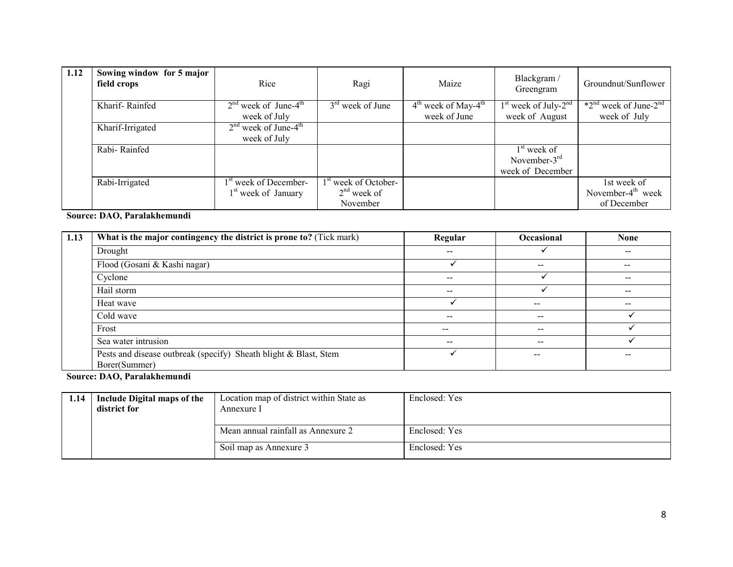| 1.12 | Sowing window for 5 major field crops | Rice | Ragi | Maize | Blackgram / Greengram | Groundnut/Sunflower |
|---|---|---|---|---|---|---|
| | Kharif- Rainfed | 2nd week of June-4th week of July | 3rd week of June | 4th week of May-4th week of June | 1st week of July-2nd week of August | *2nd week of June-2nd week of July |
| | Kharif-Irrigated | 2nd week of June-4th week of July | | | | |
| | Rabi- Rainfed | | | | 1st week of November-3rd week of December | |
| | Rabi-Irrigated | 1st week of December-1st week of January | 1st week of October-2nd week of November | | | 1st week of November-4th week of December |

**Source: DAO, Paralakhemundi**

| 1.13 | **What is the major contingency the district is prone to?** (Tick mark) | **Regular** | **Occasional** | **None** |
|---|---|---|---|---|
| | Drought | -- | ✓ | -- |
| | Flood (Gosani & Kashi nagar) | ✓ | -- | -- |
| | Cyclone | -- | ✓ | -- |
| | Hail storm | -- | ✓ | -- |
| | Heat wave | ✓ | -- | -- |
| | Cold wave | -- | -- | ✓ |
| | Frost | -- | -- | ✓ |
| | Sea water intrusion | -- | -- | ✓ |
| | Pests and disease outbreak (specify) Sheath blight & Blast, Stem Borer(Summer) | ✓ | -- | -- |

**Source: DAO, Paralakhemundi**

| 1.14 | **Include Digital maps of the district for** | Location map of district within State as Annexure I | Enclosed: Yes |
|---|---|---|---|
| | | Mean annual rainfall as Annexure 2 | Enclosed: Yes |
| | | Soil map as Annexure 3 | Enclosed: Yes |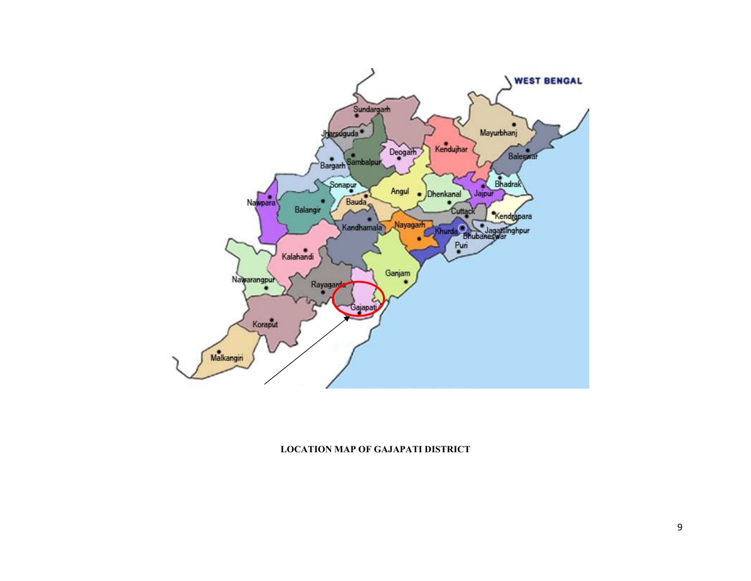**LOCATION MAP OF GAJAPATI DISTRICT**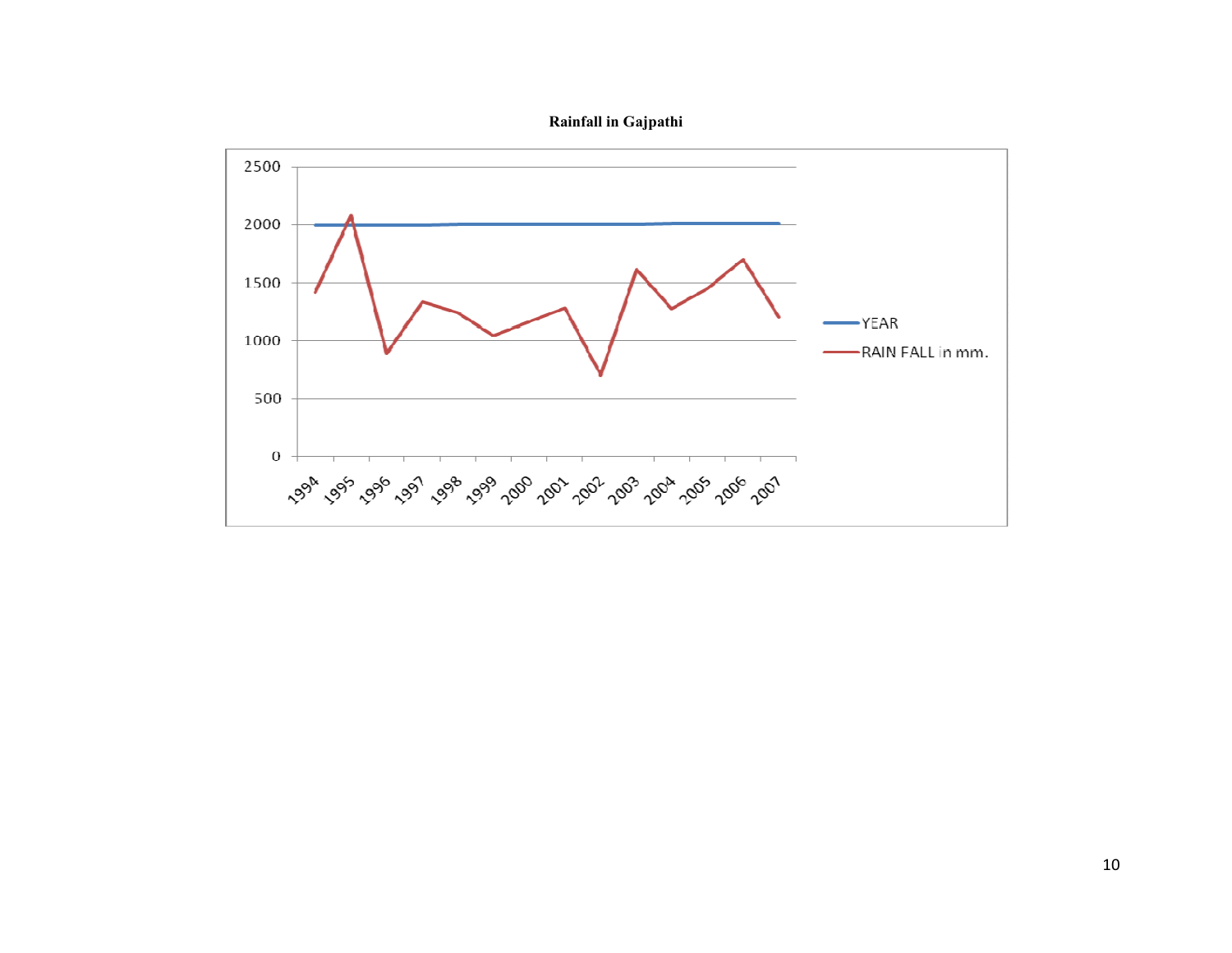**Rainfall in Gajpathi**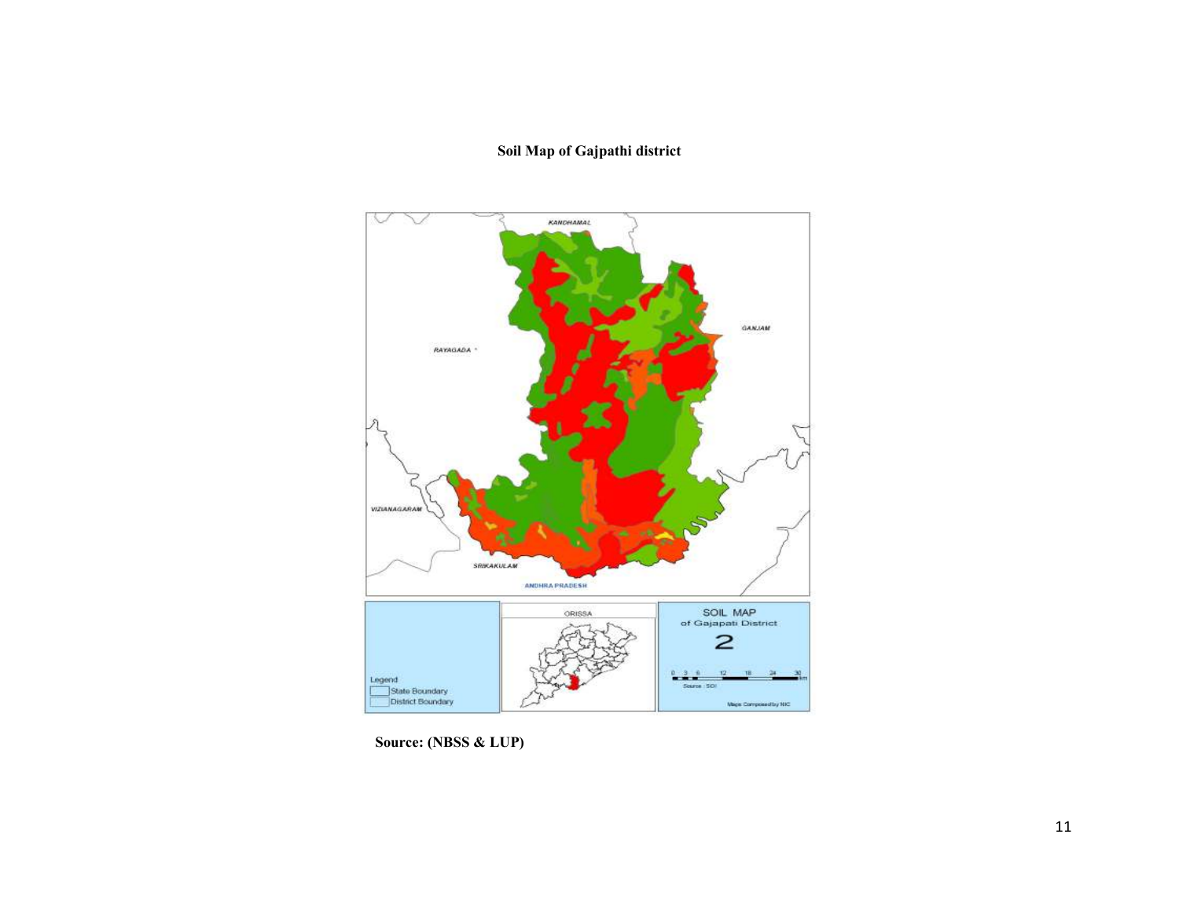**Soil Map of Gajpathi district**

**Source: (NBSS & LUP)**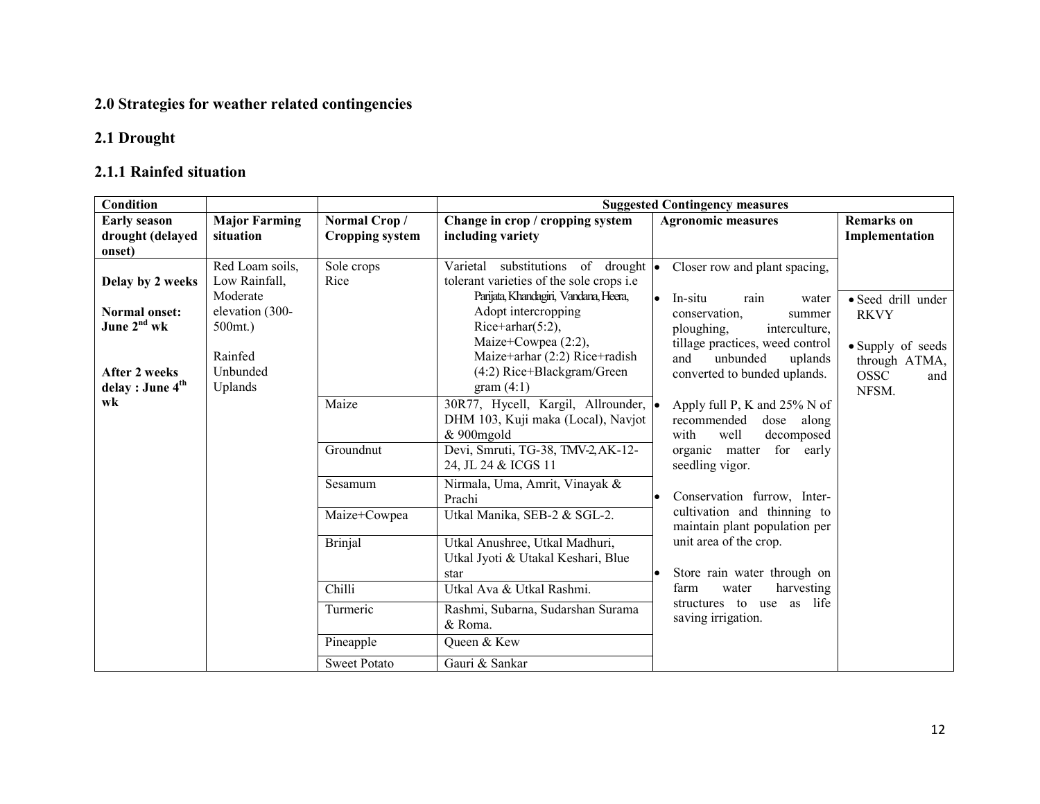## 2.0 Strategies for weather related contingencies

### 2.1 Drought

#### 2.1.1 Rainfed situation

| Condition | | | Suggested Contingency measures | | |
|---|---|---|---|---|---|
| **Early season drought (delayed onset)** | **Major Farming situation** | **Normal Crop / Cropping system** | **Change in crop / cropping system including variety** | **Agronomic measures** | **Remarks on Implementation** |
| **Delay by 2 weeks**<br><br>**Normal onset: June 2nd wk**<br><br>**After 2 weeks delay : June 4th wk** | Red Loam soils, Low Rainfall, Moderate elevation (300-500mt.)<br><br>Rainfed Unbunded Uplands | Sole crops<br>Rice | Varietal substitutions of drought tolerant varieties of the sole crops i.e Parijata, Khandagiri, Vandana, Heera, Adopt intercropping Rice+arhar(5:2), Maize+Cowpea (2:2), Maize+arhar (2:2) Rice+radish (4:2) Rice+Blackgram/Green gram (4:1) | • Closer row and plant spacing,<br>• In-situ rain water conservation, summer ploughing, interculture, tillage practices, weed control and unbunded uplands converted to bunded uplands.<br>• Apply full P, K and 25% N of recommended dose along with well decomposed organic matter for early seedling vigor.<br>• Conservation furrow, Inter-cultivation and thinning to maintain plant population per unit area of the crop.<br>• Store rain water through on farm water harvesting structures to use as life saving irrigation. | • Seed drill under RKVY<br>• Supply of seeds through ATMA, OSSC and NFSM. |
| | | Maize | 30R77, Hycell, Kargil, Allrounder, DHM 103, Kuji maka (Local), Navjot & 900mgold | | |
| | | Groundnut | Devi, Smruti, TG-38, TMV-2, AK-12-24, JL 24 & ICGS 11 | | |
| | | Sesamum | Nirmala, Uma, Amrit, Vinayak & Prachi | | |
| | | Maize+Cowpea | Utkal Manika, SEB-2 & SGL-2. | | |
| | | Brinjal | Utkal Anushree, Utkal Madhuri, Utkal Jyoti & Utakal Keshari, Blue star | | |
| | | Chilli | Utkal Ava & Utkal Rashmi. | | |
| | | Turmeric | Rashmi, Subarna, Sudarshan Surama & Roma. | | |
| | | Pineapple | Queen & Kew | | |
| | | Sweet Potato | Gauri & Sankar | | |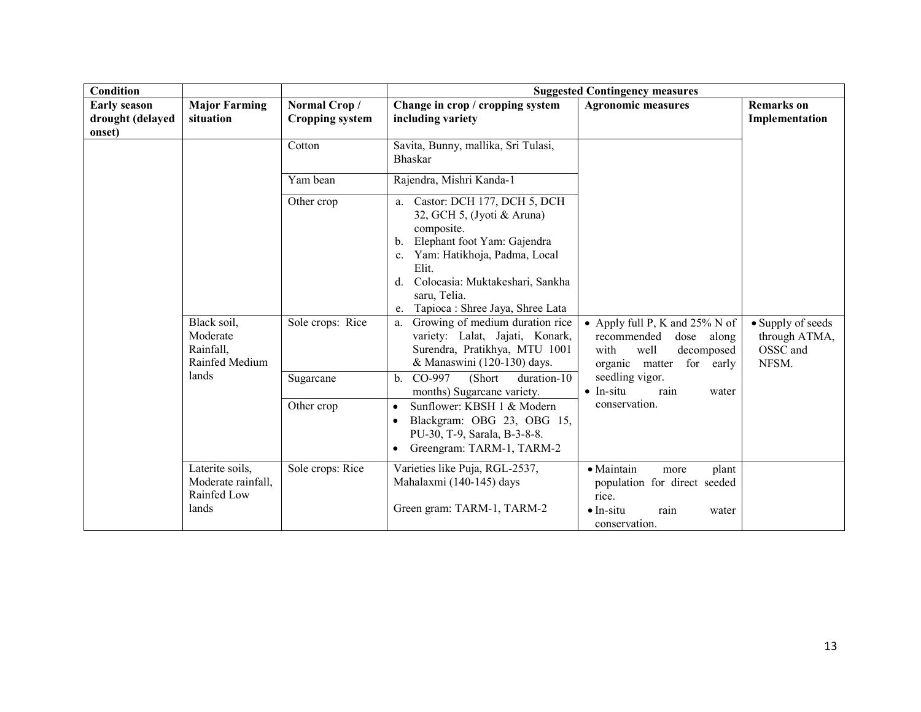| Condition | | | Suggested Contingency measures | | |
|---|---|---|---|---|---|
| **Early season drought (delayed onset)** | **Major Farming situation** | **Normal Crop / Cropping system** | **Change in crop / cropping system including variety** | **Agronomic measures** | **Remarks on Implementation** |
| | | Cotton | Savita, Bunny, mallika, Sri Tulasi, Bhaskar | | |
| | | Yam bean | Rajendra, Mishri Kanda-1 | | |
| | | Other crop | a. Castor: DCH 177, DCH 5, DCH 32, GCH 5, (Jyoti & Aruna) composite.<br>b. Elephant foot Yam: Gajendra<br>c. Yam: Hatikhoja, Padma, Local Elit.<br>d. Colocasia: Muktakeshari, Sankha saru, Telia.<br>e. Tapioca : Shree Jaya, Shree Lata | | |
| | Black soil, Moderate Rainfall, Rainfed Medium lands | Sole crops: Rice | a. Growing of medium duration rice variety: Lalat, Jajati, Konark, Surendra, Pratikhya, MTU 1001 & Manaswini (120-130) days. | • Apply full P, K and 25% N of recommended dose along with well decomposed organic matter for early seedling vigor.<br>• In-situ rain water conservation. | • Supply of seeds through ATMA, OSSC and NFSM. |
| | | Sugarcane | b. CO-997 (Short duration-10 months) Sugarcane variety. | | |
| | | Other crop | • Sunflower: KBSH 1 & Modern<br>• Blackgram: OBG 23, OBG 15, PU-30, T-9, Sarala, B-3-8-8.<br>• Greengram: TARM-1, TARM-2 | | |
| | Laterite soils, Moderate rainfall, Rainfed Low lands | Sole crops: Rice | Varieties like Puja, RGL-2537, Mahalaxmi (140-145) days<br><br>Green gram: TARM-1, TARM-2 | • Maintain more plant population for direct seeded rice.<br>• In-situ rain water conservation. | |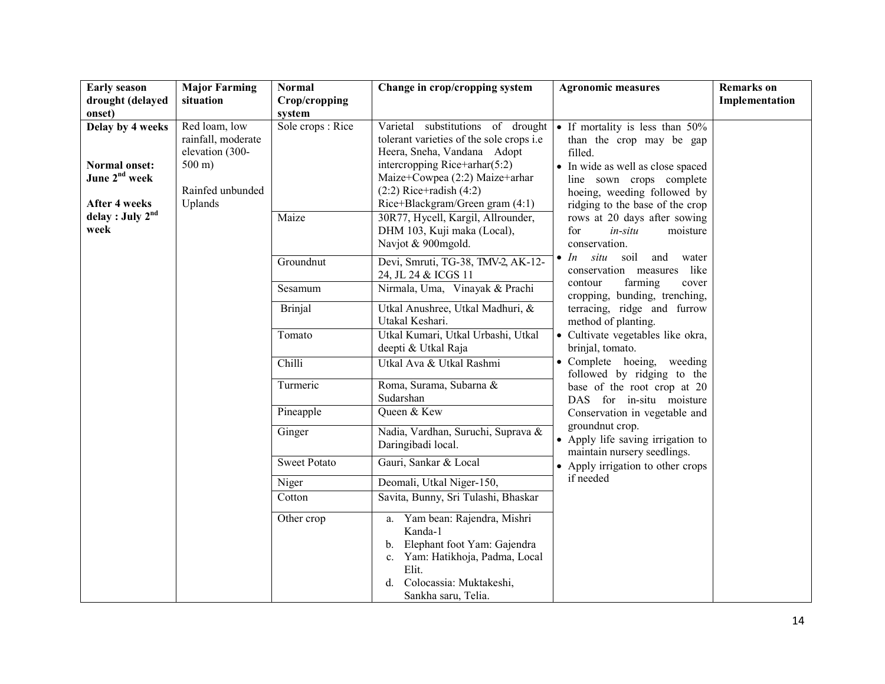| Early season drought (delayed onset) | Major Farming situation | Normal Crop/cropping system | Change in crop/cropping system | Agronomic measures | Remarks on Implementation |
|---|---|---|---|---|---|
| **Delay by 4 weeks**<br><br>**Normal onset: June 2nd week**<br><br>**After 4 weeks delay : July 2nd week** | Red loam, low rainfall, moderate elevation (300-500 m)<br><br>Rainfed unbunded Uplands | Sole crops : Rice | Varietal substitutions of drought tolerant varieties of the sole crops i.e Heera, Sneha, Vandana Adopt intercropping Rice+arhar(5:2) Maize+Cowpea (2:2) Maize+arhar (2:2) Rice+radish (4:2) Rice+Blackgram/Green gram (4:1) | • If mortality is less than 50% than the crop may be gap filled.<br>• In wide as well as close spaced line sown crops complete hoeing, weeding followed by ridging to the base of the crop rows at 20 days after sowing for *in-situ* moisture conservation.<br>• *In situ* soil and water conservation measures like contour farming cover cropping, bunding, trenching, terracing, ridge and furrow method of planting.<br>• Cultivate vegetables like okra, brinjal, tomato.<br>• Complete hoeing, weeding followed by ridging to the base of the root crop at 20 DAS for in-situ moisture Conservation in vegetable and groundnut crop.<br>• Apply life saving irrigation to maintain nursery seedlings.<br>• Apply irrigation to other crops if needed | |
| | | Maize | 30R77, Hycell, Kargil, Allrounder, DHM 103, Kuji maka (Local), Navjot & 900mgold. | | |
| | | Groundnut | Devi, Smruti, TG-38, TMV-2, AK-12-24, JL 24 & ICGS 11 | | |
| | | Sesamum | Nirmala, Uma, Vinayak & Prachi | | |
| | | Brinjal | Utkal Anushree, Utkal Madhuri, & Utakal Keshari. | | |
| | | Tomato | Utkal Kumari, Utkal Urbashi, Utkal deepti & Utkal Raja | | |
| | | Chilli | Utkal Ava & Utkal Rashmi | | |
| | | Turmeric | Roma, Surama, Subarna & Sudarshan | | |
| | | Pineapple | Queen & Kew | | |
| | | Ginger | Nadia, Vardhan, Suruchi, Suprava & Daringibadi local. | | |
| | | Sweet Potato | Gauri, Sankar & Local | | |
| | | Niger | Deomali, Utkal Niger-150, | | |
| | | Cotton | Savita, Bunny, Sri Tulashi, Bhaskar | | |
| | | Other crop | a. Yam bean: Rajendra, Mishri Kanda-1<br>b. Elephant foot Yam: Gajendra<br>c. Yam: Hatikhoja, Padma, Local Elit.<br>d. Colocassia: Muktakeshi, Sankha saru, Telia. | | |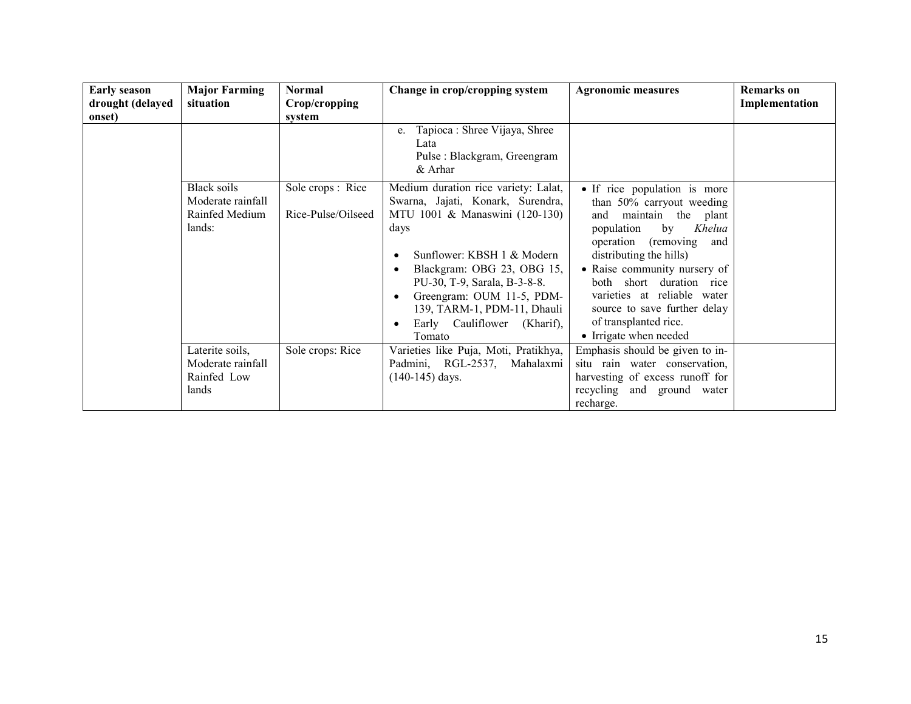| Early season drought (delayed onset) | Major Farming situation | Normal Crop/cropping system | Change in crop/cropping system | Agronomic measures | Remarks on Implementation |
|---|---|---|---|---|---|
| | | | e. Tapioca : Shree Vijaya, Shree Lata<br>Pulse : Blackgram, Greengram & Arhar | | |
| | Black soils Moderate rainfall Rainfed Medium lands: | Sole crops : Rice<br>Rice-Pulse/Oilseed | Medium duration rice variety: Lalat, Swarna, Jajati, Konark, Surendra, MTU 1001 & Manaswini (120-130) days<br>• Sunflower: KBSH 1 & Modern<br>• Blackgram: OBG 23, OBG 15, PU-30, T-9, Sarala, B-3-8-8.<br>• Greengram: OUM 11-5, PDM-139, TARM-1, PDM-11, Dhauli<br>• Early Cauliflower (Kharif), Tomato | • If rice population is more than 50% carryout weeding and maintain the plant population by *Khelua* operation (removing and distributing the hills)<br>• Raise community nursery of both short duration rice varieties at reliable water source to save further delay of transplanted rice.<br>• Irrigate when needed | |
| | Laterite soils, Moderate rainfall Rainfed Low lands | Sole crops: Rice | Varieties like Puja, Moti, Pratikhya, Padmini, RGL-2537, Mahalaxmi (140-145) days. | Emphasis should be given to in-situ rain water conservation, harvesting of excess runoff for recycling and ground water recharge. | |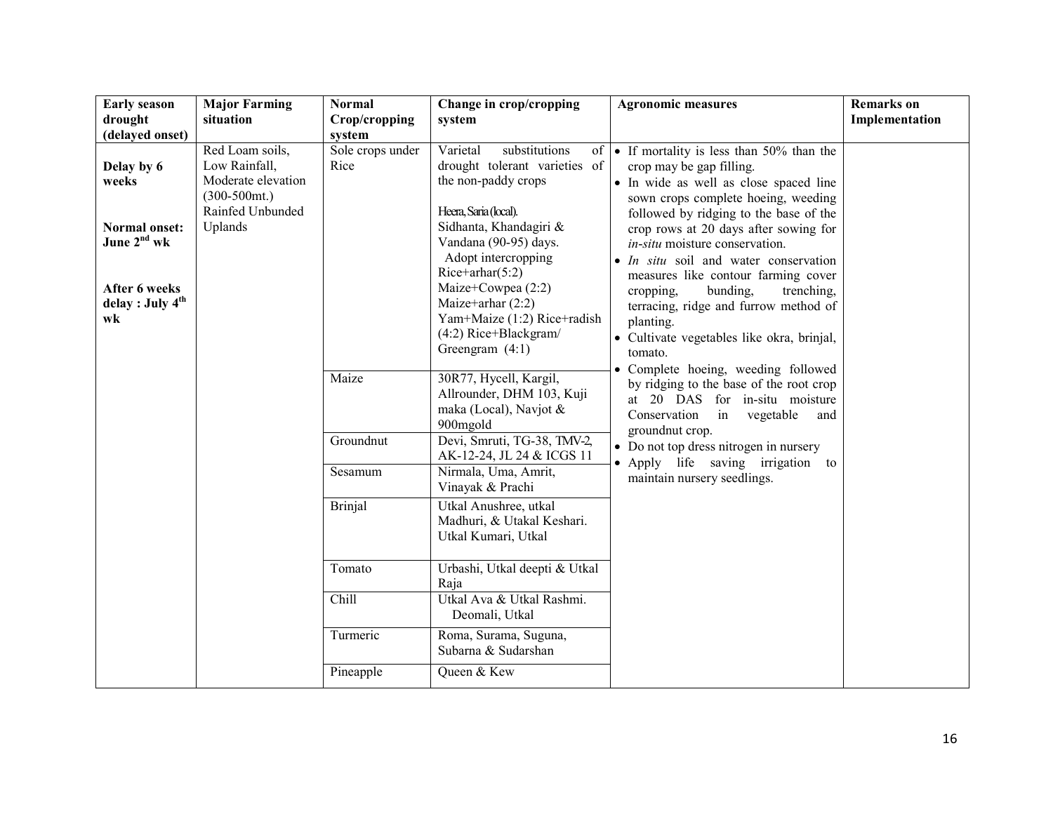| **Early season drought (delayed onset)** | **Major Farming situation** | **Normal Crop/cropping system** | **Change in crop/cropping system** | **Agronomic measures** | **Remarks on Implementation** |
|---|---|---|---|---|---|
| **Delay by 6 weeks**<br><br>**Normal onset: June 2nd wk**<br><br>**After 6 weeks delay : July 4th wk** | Red Loam soils, Low Rainfall, Moderate elevation (300-500mt.) Rainfed Unbunded Uplands | Sole crops under Rice | Varietal substitutions of drought tolerant varieties of the non-paddy crops<br><br>Heera, Saria (local).<br>Sidhanta, Khandagiri & Vandana (90-95) days.<br>Adopt intercropping<br>Rice+arhar(5:2)<br>Maize+Cowpea (2:2)<br>Maize+arhar (2:2)<br>Yam+Maize (1:2) Rice+radish (4:2) Rice+Blackgram/ Greengram (4:1) | • If mortality is less than 50% than the crop may be gap filling.<br>• In wide as well as close spaced line sown crops complete hoeing, weeding followed by ridging to the base of the crop rows at 20 days after sowing for *in-situ* moisture conservation.<br>• *In situ* soil and water conservation measures like contour farming cover cropping, bunding, trenching, terracing, ridge and furrow method of planting.<br>• Cultivate vegetables like okra, brinjal, tomato.<br>• Complete hoeing, weeding followed by ridging to the base of the root crop at 20 DAS for in-situ moisture Conservation in vegetable and groundnut crop.<br>• Do not top dress nitrogen in nursery<br>• Apply life saving irrigation to maintain nursery seedlings. | |
| | | Maize | 30R77, Hycell, Kargil, Allrounder, DHM 103, Kuji maka (Local), Navjot & 900mgold | | |
| | | Groundnut | Devi, Smruti, TG-38, TMV-2, AK-12-24, JL 24 & ICGS 11 | | |
| | | Sesamum | Nirmala, Uma, Amrit, Vinayak & Prachi | | |
| | | Brinjal | Utkal Anushree, utkal Madhuri, & Utakal Keshari. Utkal Kumari, Utkal | | |
| | | Tomato | Urbashi, Utkal deepti & Utkal Raja | | |
| | | Chill | Utkal Ava & Utkal Rashmi. Deomali, Utkal | | |
| | | Turmeric | Roma, Surama, Suguna, Subarna & Sudarshan | | |
| | | Pineapple | Queen & Kew | | |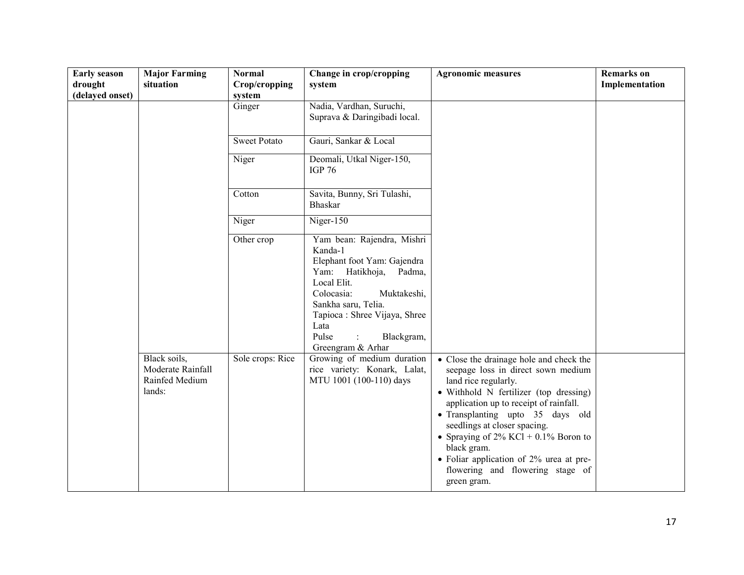| Early season drought (delayed onset) | Major Farming situation | Normal Crop/cropping system | Change in crop/cropping system | Agronomic measures | Remarks on Implementation |
|---|---|---|---|---|---|
| | | Ginger | Nadia, Vardhan, Suruchi, Suprava & Daringibadi local. | | |
| | | Sweet Potato | Gauri, Sankar & Local | | |
| | | Niger | Deomali, Utkal Niger-150, IGP 76 | | |
| | | Cotton | Savita, Bunny, Sri Tulashi, Bhaskar | | |
| | | Niger | Niger-150 | | |
| | | Other crop | Yam bean: Rajendra, Mishri Kanda-1<br>Elephant foot Yam: Gajendra<br>Yam: Hatikhoja, Padma, Local Elit.<br>Colocasia: Muktakeshi, Sankha saru, Telia.<br>Tapioca : Shree Vijaya, Shree Lata<br>Pulse : Blackgram, Greengram & Arhar | | |
| | Black soils, Moderate Rainfall Rainfed Medium lands: | Sole crops: Rice | Growing of medium duration rice variety: Konark, Lalat, MTU 1001 (100-110) days | • Close the drainage hole and check the seepage loss in direct sown medium land rice regularly.<br>• Withhold N fertilizer (top dressing) application up to receipt of rainfall.<br>• Transplanting upto 35 days old seedlings at closer spacing.<br>• Spraying of 2% KCl + 0.1% Boron to black gram.<br>• Foliar application of 2% urea at pre-flowering and flowering stage of green gram. | |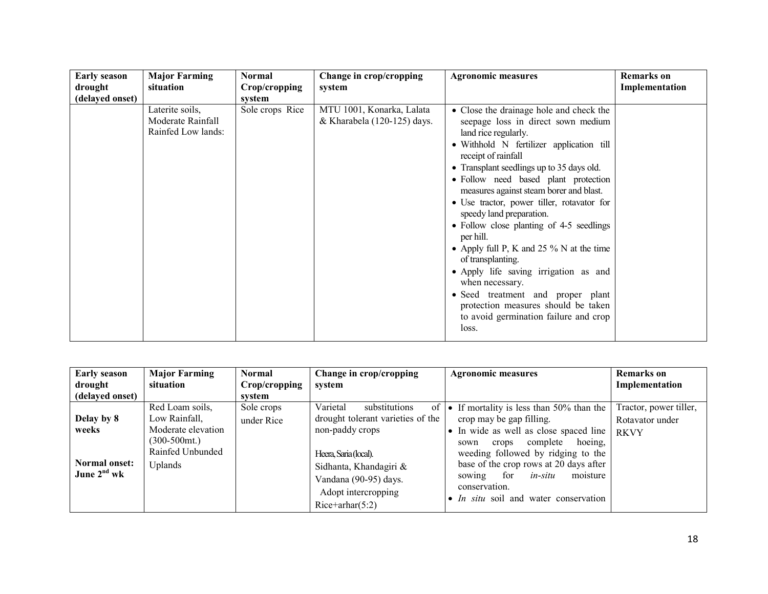| Early season drought (delayed onset) | Major Farming situation | Normal Crop/cropping system | Change in crop/cropping system | Agronomic measures | Remarks on Implementation |
|---|---|---|---|---|---|
| | Laterite soils, Moderate Rainfall Rainfed Low lands: | Sole crops Rice | MTU 1001, Konarka, Lalata & Kharabela (120-125) days. | • Close the drainage hole and check the seepage loss in direct sown medium land rice regularly.<br>• Withhold N fertilizer application till receipt of rainfall<br>• Transplant seedlings up to 35 days old.<br>• Follow need based plant protection measures against steam borer and blast.<br>• Use tractor, power tiller, rotavator for speedy land preparation.<br>• Follow close planting of 4-5 seedlings per hill.<br>• Apply full P, K and 25 % N at the time of transplanting.<br>• Apply life saving irrigation as and when necessary.<br>• Seed treatment and proper plant protection measures should be taken to avoid germination failure and crop loss. | |

| Early season drought (delayed onset) | Major Farming situation | Normal Crop/cropping system | Change in crop/cropping system | Agronomic measures | Remarks on Implementation |
|---|---|---|---|---|---|
| **Delay by 8 weeks**<br><br>**Normal onset: June 2nd wk** | Red Loam soils, Low Rainfall, Moderate elevation (300-500mt.) Rainfed Unbunded Uplands | Sole crops under Rice | Varietal substitutions of drought tolerant varieties of the non-paddy crops<br><br>Heera, Saria (local).<br>Sidhanta, Khandagiri & Vandana (90-95) days.<br>Adopt intercropping Rice+arhar(5:2) | • If mortality is less than 50% than the crop may be gap filling.<br>• In wide as well as close spaced line sown crops complete hoeing, weeding followed by ridging to the base of the crop rows at 20 days after sowing for *in-situ* moisture conservation.<br>• *In situ* soil and water conservation | Tractor, power tiller, Rotavator under RKVY |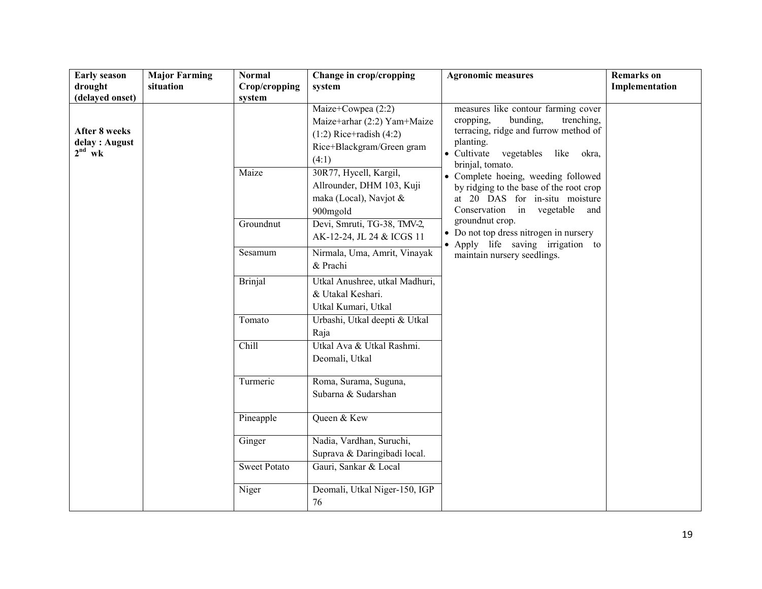| Early season drought (delayed onset) | Major Farming situation | Normal Crop/cropping system | Change in crop/cropping system | Agronomic measures | Remarks on Implementation |
|---|---|---|---|---|---|
| After 8 weeks delay : August 2nd wk | | | Maize+Cowpea (2:2) Maize+arhar (2:2) Yam+Maize (1:2) Rice+radish (4:2) Rice+Blackgram/Green gram (4:1) | measures like contour farming cover cropping, bunding, trenching, terracing, ridge and furrow method of planting.<br>• Cultivate vegetables like okra, brinjal, tomato.<br>• Complete hoeing, weeding followed by ridging to the base of the root crop at 20 DAS for in-situ moisture Conservation in vegetable and groundnut crop.<br>• Do not top dress nitrogen in nursery<br>• Apply life saving irrigation to maintain nursery seedlings. | |
| | | Maize | 30R77, Hycell, Kargil, Allrounder, DHM 103, Kuji maka (Local), Navjot & 900mgold | | |
| | | Groundnut | Devi, Smruti, TG-38, TMV-2, AK-12-24, JL 24 & ICGS 11 | | |
| | | Sesamum | Nirmala, Uma, Amrit, Vinayak & Prachi | | |
| | | Brinjal | Utkal Anushree, utkal Madhuri, & Utakal Keshari. Utkal Kumari, Utkal | | |
| | | Tomato | Urbashi, Utkal deepti & Utkal Raja | | |
| | | Chill | Utkal Ava & Utkal Rashmi. Deomali, Utkal | | |
| | | Turmeric | Roma, Surama, Suguna, Subarna & Sudarshan | | |
| | | Pineapple | Queen & Kew | | |
| | | Ginger | Nadia, Vardhan, Suruchi, Suprava & Daringibadi local. | | |
| | | Sweet Potato | Gauri, Sankar & Local | | |
| | | Niger | Deomali, Utkal Niger-150, IGP 76 | | |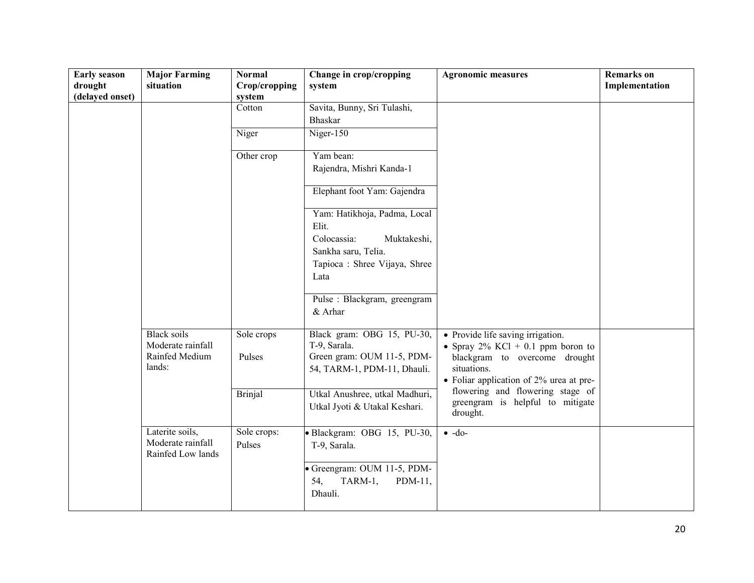| Early season drought (delayed onset) | Major Farming situation | Normal Crop/cropping system | Change in crop/cropping system | Agronomic measures | Remarks on Implementation |
|---|---|---|---|---|---|
| | | Cotton | Savita, Bunny, Sri Tulashi, Bhaskar | | |
| | | Niger | Niger-150 | | |
| | | Other crop | Yam bean: Rajendra, Mishri Kanda-1 | | |
| | | | Elephant foot Yam: Gajendra | | |
| | | | Yam: Hatikhoja, Padma, Local Elit.<br>Colocassia: Muktakeshi, Sankha saru, Telia.<br>Tapioca : Shree Vijaya, Shree Lata | | |
| | | | Pulse : Blackgram, greengram & Arhar | | |
| | Black soils Moderate rainfall Rainfed Medium lands: | Sole crops<br>Pulses | Black gram: OBG 15, PU-30, T-9, Sarala.<br>Green gram: OUM 11-5, PDM-54, TARM-1, PDM-11, Dhauli. | • Provide life saving irrigation.<br>• Spray 2% KCl + 0.1 ppm boron to blackgram to overcome drought situations.<br>• Foliar application of 2% urea at pre-flowering and flowering stage of greengram is helpful to mitigate drought. | |
| | | Brinjal | Utkal Anushree, utkal Madhuri, Utkal Jyoti & Utakal Keshari. | | |
| | Laterite soils, Moderate rainfall Rainfed Low lands | Sole crops:<br>Pulses | • Blackgram: OBG 15, PU-30, T-9, Sarala. | • -do- | |
| | | | • Greengram: OUM 11-5, PDM-54, TARM-1, PDM-11, Dhauli. | | |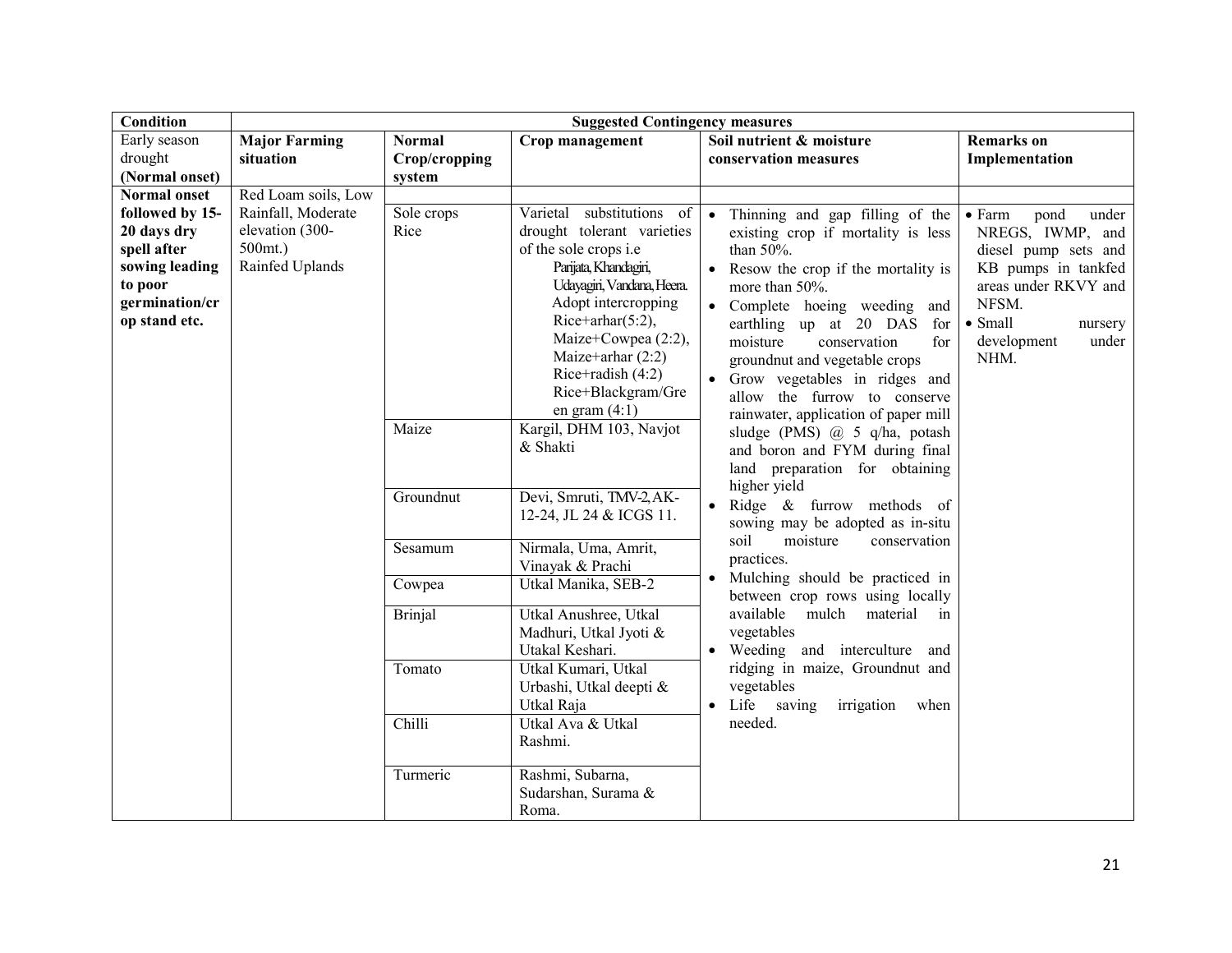| Condition | Suggested Contingency measures | | | | |
|---|---|---|---|---|---|
| Early season drought (Normal onset) | **Major Farming situation** | **Normal Crop/cropping system** | **Crop management** | **Soil nutrient & moisture conservation measures** | **Remarks on Implementation** |
| **Normal onset followed by 15-20 days dry spell after sowing leading to poor germination/crop stand etc.** | Red Loam soils, Low Rainfall, Moderate elevation (300-500mt.) Rainfed Uplands | Sole crops Rice | Varietal substitutions of drought tolerant varieties of the sole crops i.e Parijata, Khandagiri, Udayagiri, Vandana, Heera. Adopt intercropping Rice+arhar(5:2), Maize+Cowpea (2:2), Maize+arhar (2:2) Rice+radish (4:2) Rice+Blackgram/Green gram (4:1) | • Thinning and gap filling of the existing crop if mortality is less than 50%. <br>• Resow the crop if the mortality is more than 50%. <br>• Complete hoeing weeding and earthling up at 20 DAS for moisture conservation for groundnut and vegetable crops <br>• Grow vegetables in ridges and allow the furrow to conserve rainwater, application of paper mill sludge (PMS) @ 5 q/ha, potash and boron and FYM during final land preparation for obtaining higher yield <br>• Ridge & furrow methods of sowing may be adopted as in-situ soil moisture conservation practices. <br>• Mulching should be practiced in between crop rows using locally available mulch material in vegetables <br>• Weeding and interculture and ridging in maize, Groundnut and vegetables <br>• Life saving irrigation when needed. | • Farm pond under NREGS, IWMP, and diesel pump sets and KB pumps in tankfed areas under RKVY and NFSM. <br>• Small nursery development under NHM. |
| | | Maize | Kargil, DHM 103, Navjot & Shakti | | |
| | | Groundnut | Devi, Smruti, TMV-2, AK-12-24, JL 24 & ICGS 11. | | |
| | | Sesamum | Nirmala, Uma, Amrit, Vinayak & Prachi | | |
| | | Cowpea | Utkal Manika, SEB-2 | | |
| | | Brinjal | Utkal Anushree, Utkal Madhuri, Utkal Jyoti & Utakal Keshari. | | |
| | | Tomato | Utkal Kumari, Utkal Urbashi, Utkal deepti & Utkal Raja | | |
| | | Chilli | Utkal Ava & Utkal Rashmi. | | |
| | | Turmeric | Rashmi, Subarna, Sudarshan, Surama & Roma. | | |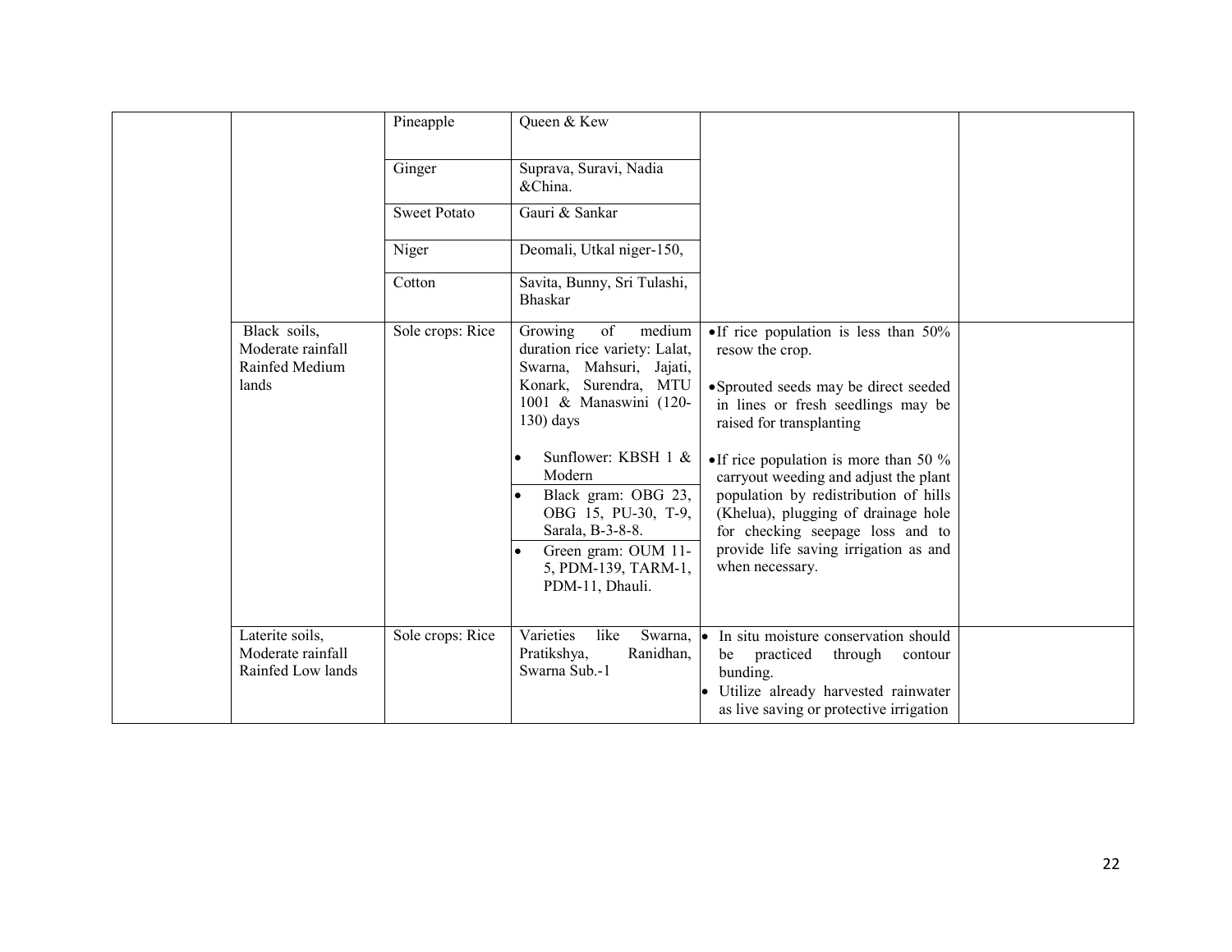| | | | | | |
|---|---|---|---|---|---|
| | | Pineapple | Queen & Kew | | |
| | | Ginger | Suprava, Suravi, Nadia &China. | | |
| | | Sweet Potato | Gauri & Sankar | | |
| | | Niger | Deomali, Utkal niger-150, | | |
| | | Cotton | Savita, Bunny, Sri Tulashi, Bhaskar | | |
| | Black soils, Moderate rainfall Rainfed Medium lands | Sole crops: Rice | Growing of medium duration rice variety: Lalat, Swarna, Mahsuri, Jajati, Konark, Surendra, MTU 1001 & Manaswini (120-130) days<br>• Sunflower: KBSH 1 & Modern<br>• Black gram: OBG 23, OBG 15, PU-30, T-9, Sarala, B-3-8-8.<br>• Green gram: OUM 11-5, PDM-139, TARM-1, PDM-11, Dhauli. | • If rice population is less than 50% resow the crop.<br>• Sprouted seeds may be direct seeded in lines or fresh seedlings may be raised for transplanting<br>• If rice population is more than 50 % carryout weeding and adjust the plant population by redistribution of hills (Khelua), plugging of drainage hole for checking seepage loss and to provide life saving irrigation as and when necessary. | |
| | Laterite soils, Moderate rainfall Rainfed Low lands | Sole crops: Rice | Varieties like Swarna, Pratikshya, Ranidhan, Swarna Sub.-1 | • In situ moisture conservation should be practiced through contour bunding.<br>• Utilize already harvested rainwater as live saving or protective irrigation | |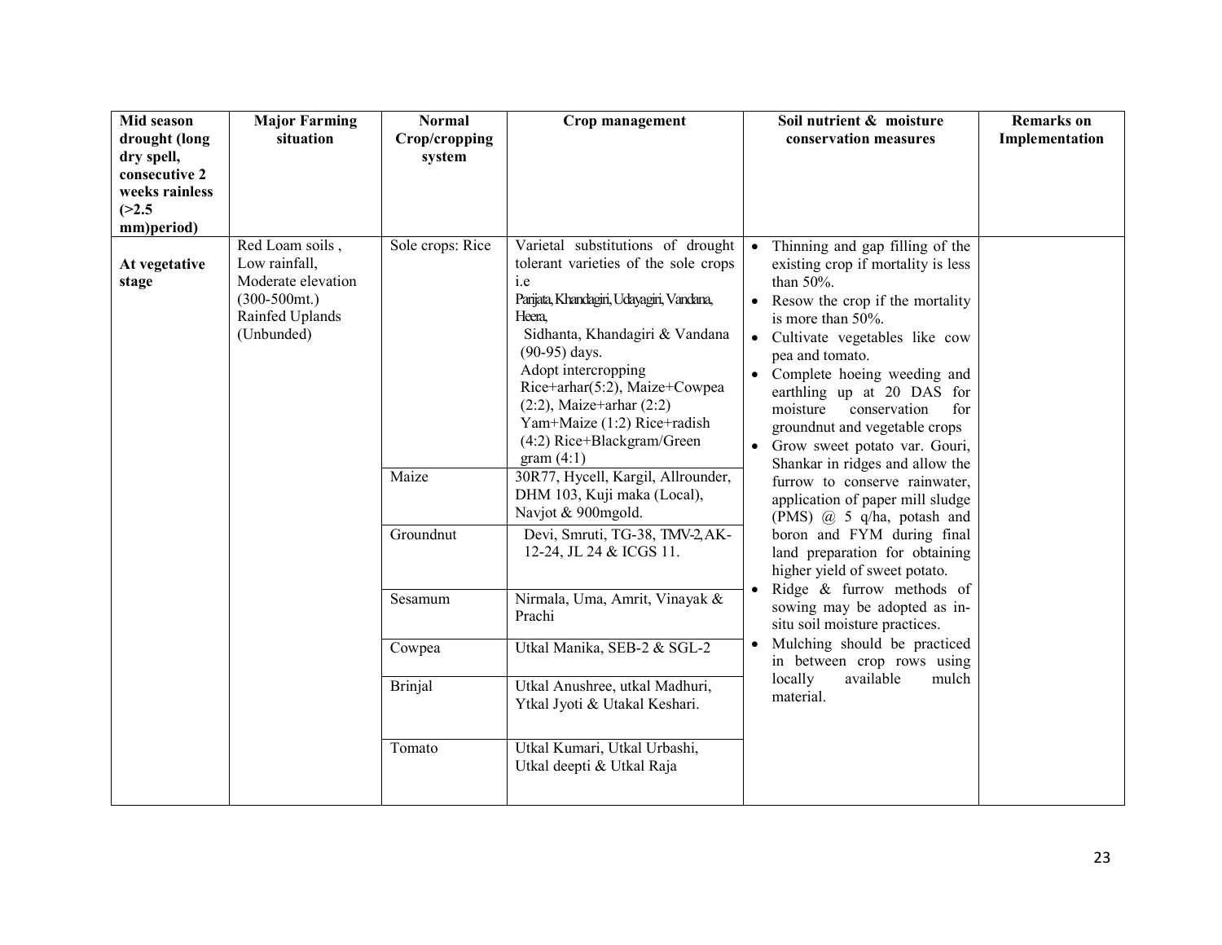| Mid season drought (long dry spell, consecutive 2 weeks rainless (>2.5 mm)period) | Major Farming situation | Normal Crop/cropping system | Crop management | Soil nutrient & moisture conservation measures | Remarks on Implementation |
|---|---|---|---|---|---|
| **At vegetative stage** | Red Loam soils , Low rainfall, Moderate elevation (300-500mt.) Rainfed Uplands (Unbunded) | Sole crops: Rice | Varietal substitutions of drought tolerant varieties of the sole crops i.e Parijata, Khandagiri, Udayagiri, Vandana, Heera, Sidhanta, Khandagiri & Vandana (90-95) days. Adopt intercropping Rice+arhar(5:2), Maize+Cowpea (2:2), Maize+arhar (2:2) Yam+Maize (1:2) Rice+radish (4:2) Rice+Blackgram/Green gram (4:1) | • Thinning and gap filling of the existing crop if mortality is less than 50%.<br>• Resow the crop if the mortality is more than 50%.<br>• Cultivate vegetables like cow pea and tomato.<br>• Complete hoeing weeding and earthling up at 20 DAS for moisture conservation for groundnut and vegetable crops<br>• Grow sweet potato var. Gouri, Shankar in ridges and allow the furrow to conserve rainwater, application of paper mill sludge (PMS) @ 5 q/ha, potash and boron and FYM during final land preparation for obtaining higher yield of sweet potato.<br>• Ridge & furrow methods of sowing may be adopted as in-situ soil moisture practices.<br>• Mulching should be practiced in between crop rows using locally available mulch material. | |
| | | Maize | 30R77, Hycell, Kargil, Allrounder, DHM 103, Kuji maka (Local), Navjot & 900mgold. | | |
| | | Groundnut | Devi, Smruti, TG-38, TMV-2, AK-12-24, JL 24 & ICGS 11. | | |
| | | Sesamum | Nirmala, Uma, Amrit, Vinayak & Prachi | | |
| | | Cowpea | Utkal Manika, SEB-2 & SGL-2 | | |
| | | Brinjal | Utkal Anushree, utkal Madhuri, Ytkal Jyoti & Utakal Keshari. | | |
| | | Tomato | Utkal Kumari, Utkal Urbashi, Utkal deepti & Utkal Raja | | |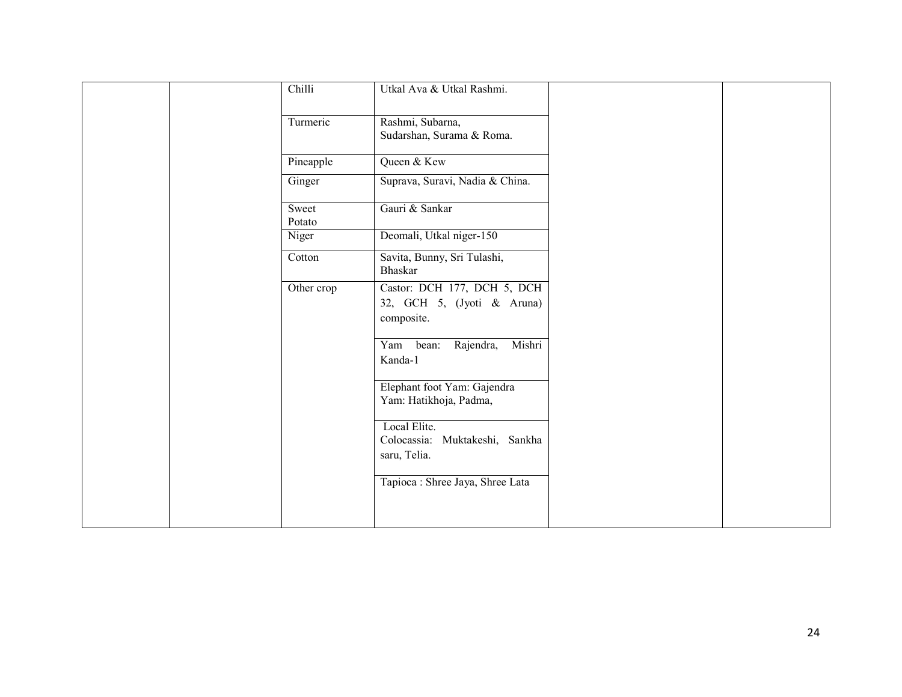| | | | | | |
|---|---|---|---|---|---|
| | | Chilli | Utkal Ava & Utkal Rashmi. | | |
| | | Turmeric | Rashmi, Subarna, Sudarshan, Surama & Roma. | | |
| | | Pineapple | Queen & Kew | | |
| | | Ginger | Suprava, Suravi, Nadia & China. | | |
| | | Sweet Potato | Gauri & Sankar | | |
| | | Niger | Deomali, Utkal niger-150 | | |
| | | Cotton | Savita, Bunny, Sri Tulashi, Bhaskar | | |
| | | Other crop | Castor: DCH 177, DCH 5, DCH 32, GCH 5, (Jyoti & Aruna) composite. | | |
| | | | Yam bean: Rajendra, Mishri Kanda-1 | | |
| | | | Elephant foot Yam: Gajendra Yam: Hatikhoja, Padma, | | |
| | | | Local Elite. Colocassia: Muktakeshi, Sankha saru, Telia. | | |
| | | | Tapioca : Shree Jaya, Shree Lata | | |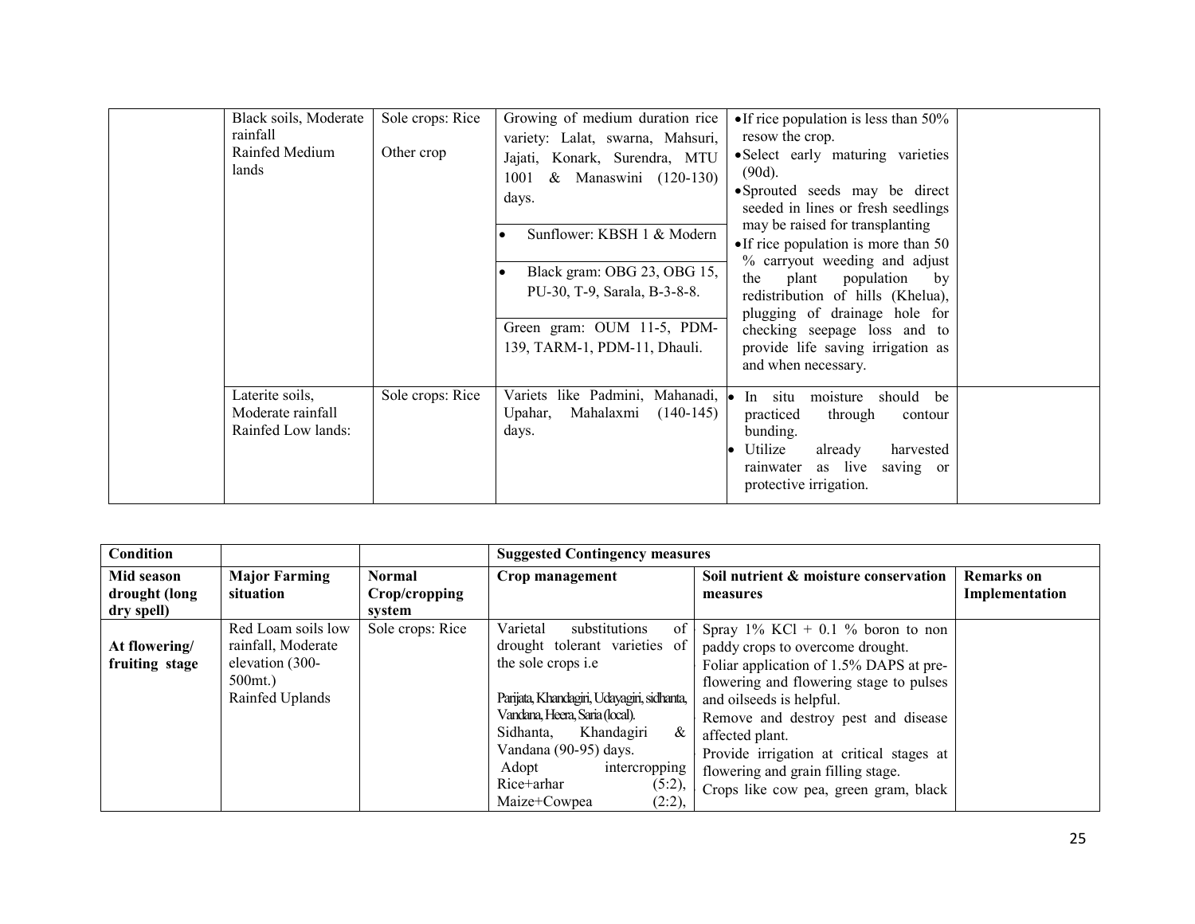| | Black soils, Moderate rainfall<br>Rainfed Medium lands | Sole crops: Rice<br><br>Other crop | Growing of medium duration rice variety: Lalat, swarna, Mahsuri, Jajati, Konark, Surendra, MTU 1001 & Manaswini (120-130) days.<br>• Sunflower: KBSH 1 & Modern<br>• Black gram: OBG 23, OBG 15, PU-30, T-9, Sarala, B-3-8-8.<br>Green gram: OUM 11-5, PDM-139, TARM-1, PDM-11, Dhauli. | • If rice population is less than 50% resow the crop.<br>• Select early maturing varieties (90d).<br>• Sprouted seeds may be direct seeded in lines or fresh seedlings may be raised for transplanting<br>• If rice population is more than 50 % carryout weeding and adjust the plant population by redistribution of hills (Khelua), plugging of drainage hole for checking seepage loss and to provide life saving irrigation as and when necessary. | |
|---|---|---|---|---|---|
| | Laterite soils, Moderate rainfall Rainfed Low lands: | Sole crops: Rice | Variets like Padmini, Mahanadi, Upahar, Mahalaxmi (140-145) days. | • In situ moisture should be practiced through contour bunding.<br>• Utilize already harvested rainwater as live saving or protective irrigation. | |

| Condition | | | Suggested Contingency measures | | |
|---|---|---|---|---|---|
| **Mid season drought (long dry spell)** | **Major Farming situation** | **Normal Crop/cropping system** | **Crop management** | **Soil nutrient & moisture conservation measures** | **Remarks on Implementation** |
| **At flowering/ fruiting stage** | Red Loam soils low rainfall, Moderate elevation (300-500mt.)<br>Rainfed Uplands | Sole crops: Rice | Varietal substitutions of drought tolerant varieties of the sole crops i.e<br><br>Parijata, Khandagiri, Udayagiri, sidhanta, Vandana, Heera, Saria (local).<br>Sidhanta, Khandagiri & Vandana (90-95) days.<br>Adopt intercropping Rice+arhar (5:2), Maize+Cowpea (2:2), | Spray 1% KCl + 0.1 % boron to non paddy crops to overcome drought.<br>Foliar application of 1.5% DAPS at pre-flowering and flowering stage to pulses and oilseeds is helpful.<br>Remove and destroy pest and disease affected plant.<br>Provide irrigation at critical stages at flowering and grain filling stage.<br>Crops like cow pea, green gram, black | |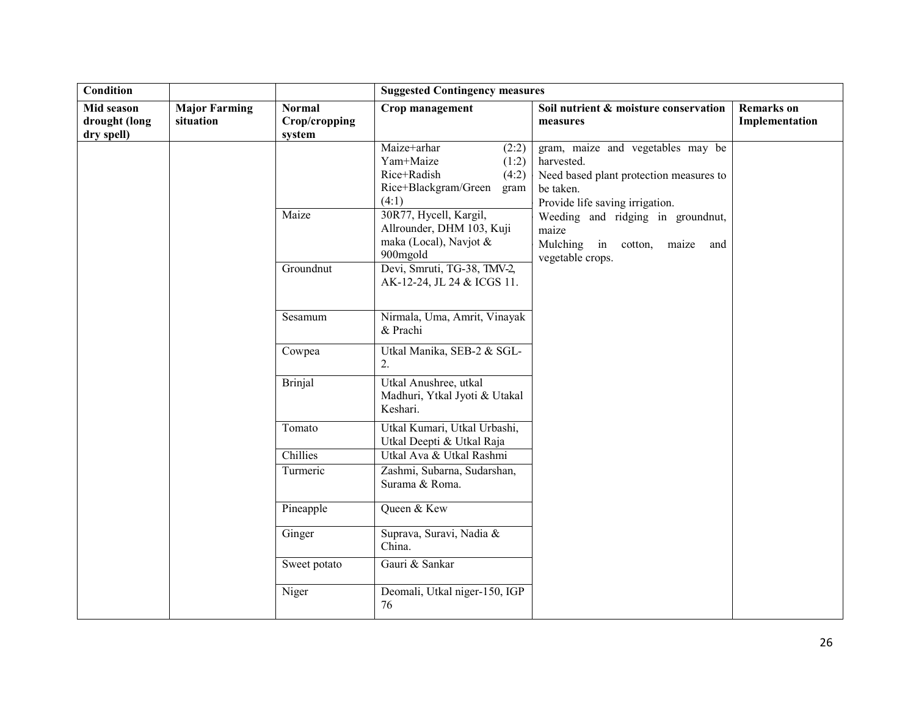| Condition | | | Suggested Contingency measures | | |
|---|---|---|---|---|---|
| Mid season drought (long dry spell) | Major Farming situation | Normal Crop/cropping system | Crop management | Soil nutrient & moisture conservation measures | Remarks on Implementation |
| | | | Maize+arhar (2:2)<br>Yam+Maize (1:2)<br>Rice+Radish (4:2)<br>Rice+Blackgram/Green gram (4:1) | gram, maize and vegetables may be harvested.<br>Need based plant protection measures to be taken.<br>Provide life saving irrigation.<br>Weeding and ridging in groundnut, maize<br>Mulching in cotton, maize and vegetable crops. | |
| | | Maize | 30R77, Hycell, Kargil, Allrounder, DHM 103, Kuji maka (Local), Navjot & 900mgold | | |
| | | Groundnut | Devi, Smruti, TG-38, TMV-2, AK-12-24, JL 24 & ICGS 11. | | |
| | | Sesamum | Nirmala, Uma, Amrit, Vinayak & Prachi | | |
| | | Cowpea | Utkal Manika, SEB-2 & SGL-2. | | |
| | | Brinjal | Utkal Anushree, utkal Madhuri, Ytkal Jyoti & Utakal Keshari. | | |
| | | Tomato | Utkal Kumari, Utkal Urbashi, Utkal Deepti & Utkal Raja | | |
| | | Chillies | Utkal Ava & Utkal Rashmi | | |
| | | Turmeric | Zashmi, Subarna, Sudarshan, Surama & Roma. | | |
| | | Pineapple | Queen & Kew | | |
| | | Ginger | Suprava, Suravi, Nadia & China. | | |
| | | Sweet potato | Gauri & Sankar | | |
| | | Niger | Deomali, Utkal niger-150, IGP 76 | | |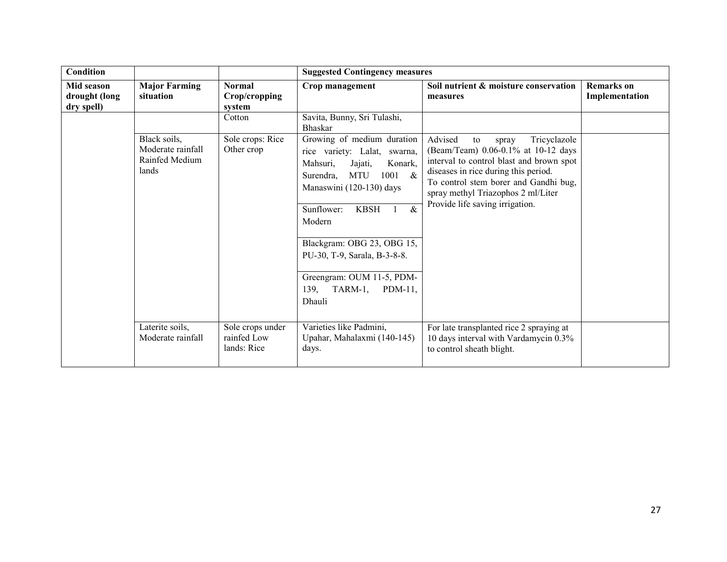| Condition | | | Suggested Contingency measures | | |
|---|---|---|---|---|---|
| Mid season drought (long dry spell) | Major Farming situation | Normal Crop/cropping system | Crop management | Soil nutrient & moisture conservation measures | Remarks on Implementation |
| | | Cotton | Savita, Bunny, Sri Tulashi, Bhaskar | | |
| | Black soils, Moderate rainfall Rainfed Medium lands | Sole crops: Rice Other crop | Growing of medium duration rice variety: Lalat, swarna, Mahsuri, Jajati, Konark, Surendra, MTU 1001 & Manaswini (120-130) days<br><br>Sunflower: KBSH 1 & Modern<br><br>Blackgram: OBG 23, OBG 15, PU-30, T-9, Sarala, B-3-8-8.<br><br>Greengram: OUM 11-5, PDM-139, TARM-1, PDM-11, Dhauli | Advised to spray Tricyclazole (Beam/Team) 0.06-0.1% at 10-12 days interval to control blast and brown spot diseases in rice during this period.<br>To control stem borer and Gandhi bug, spray methyl Triazophos 2 ml/Liter<br>Provide life saving irrigation. | |
| | Laterite soils, Moderate rainfall | Sole crops under rainfed Low lands: Rice | Varieties like Padmini, Upahar, Mahalaxmi (140-145) days. | For late transplanted rice 2 spraying at 10 days interval with Vardamycin 0.3% to control sheath blight. | |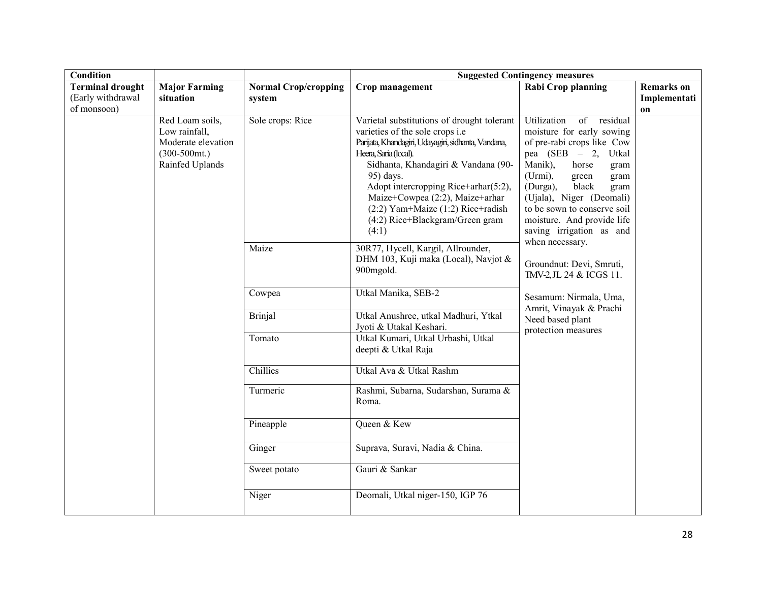| Condition | | | Suggested Contingency measures | | |
|---|---|---|---|---|---|
| **Terminal drought** (Early withdrawal of monsoon) | **Major Farming situation** | **Normal Crop/cropping system** | **Crop management** | **Rabi Crop planning** | **Remarks on Implementation** |
| | Red Loam soils, Low rainfall, Moderate elevation (300-500mt.) Rainfed Uplands | Sole crops: Rice | Varietal substitutions of drought tolerant varieties of the sole crops i.e Parijata, Khandagiri, Udayagiri, sidhanta, Vandana, Heera, Saria (local). Sidhanta, Khandagiri & Vandana (90-95) days. Adopt intercropping Rice+arhar(5:2), Maize+Cowpea (2:2), Maize+arhar (2:2) Yam+Maize (1:2) Rice+radish (4:2) Rice+Blackgram/Green gram (4:1) | Utilization of residual moisture for early sowing of pre-rabi crops like Cow pea (SEB – 2, Utkal Manik), horse gram (Urmi), green gram (Durga), black gram (Ujala), Niger (Deomali) to be sown to conserve soil moisture. And provide life saving irrigation as and when necessary.<br><br>Groundnut: Devi, Smruti, TMV-2, JL 24 & ICGS 11.<br><br>Sesamum: Nirmala, Uma, Amrit, Vinayak & Prachi Need based plant protection measures | |
| | | Maize | 30R77, Hycell, Kargil, Allrounder, DHM 103, Kuji maka (Local), Navjot & 900mgold. | | |
| | | Cowpea | Utkal Manika, SEB-2 | | |
| | | Brinjal | Utkal Anushree, utkal Madhuri, Ytkal Jyoti & Utakal Keshari. | | |
| | | Tomato | Utkal Kumari, Utkal Urbashi, Utkal deepti & Utkal Raja | | |
| | | Chillies | Utkal Ava & Utkal Rashm | | |
| | | Turmeric | Rashmi, Subarna, Sudarshan, Surama & Roma. | | |
| | | Pineapple | Queen & Kew | | |
| | | Ginger | Suprava, Suravi, Nadia & China. | | |
| | | Sweet potato | Gauri & Sankar | | |
| | | Niger | Deomali, Utkal niger-150, IGP 76 | | |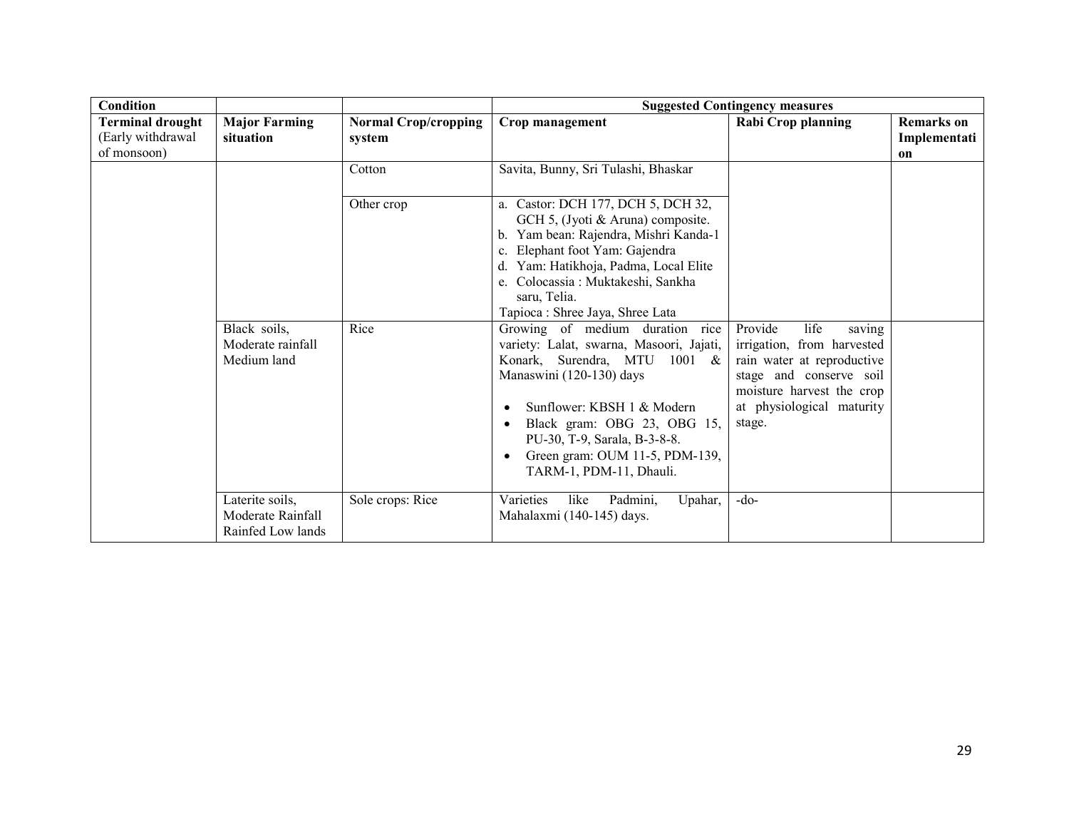| Condition | | | Suggested Contingency measures | | |
|---|---|---|---|---|---|
| **Terminal drought** (Early withdrawal of monsoon) | **Major Farming situation** | **Normal Crop/cropping system** | **Crop management** | **Rabi Crop planning** | **Remarks on Implementation** |
| | | Cotton | Savita, Bunny, Sri Tulashi, Bhaskar | | |
| | | Other crop | a. Castor: DCH 177, DCH 5, DCH 32, GCH 5, (Jyoti & Aruna) composite.<br>b. Yam bean: Rajendra, Mishri Kanda-1<br>c. Elephant foot Yam: Gajendra<br>d. Yam: Hatikhoja, Padma, Local Elite<br>e. Colocassia : Muktakeshi, Sankha saru, Telia.<br>Tapioca : Shree Jaya, Shree Lata | | |
| | Black soils, Moderate rainfall Medium land | Rice | Growing of medium duration rice variety: Lalat, swarna, Masoori, Jajati, Konark, Surendra, MTU 1001 & Manaswini (120-130) days<br>• Sunflower: KBSH 1 & Modern<br>• Black gram: OBG 23, OBG 15, PU-30, T-9, Sarala, B-3-8-8.<br>• Green gram: OUM 11-5, PDM-139, TARM-1, PDM-11, Dhauli. | Provide life saving irrigation, from harvested rain water at reproductive stage and conserve soil moisture harvest the crop at physiological maturity stage. | |
| | Laterite soils, Moderate Rainfall Rainfed Low lands | Sole crops: Rice | Varieties like Padmini, Upahar, Mahalaxmi (140-145) days. | -do- | |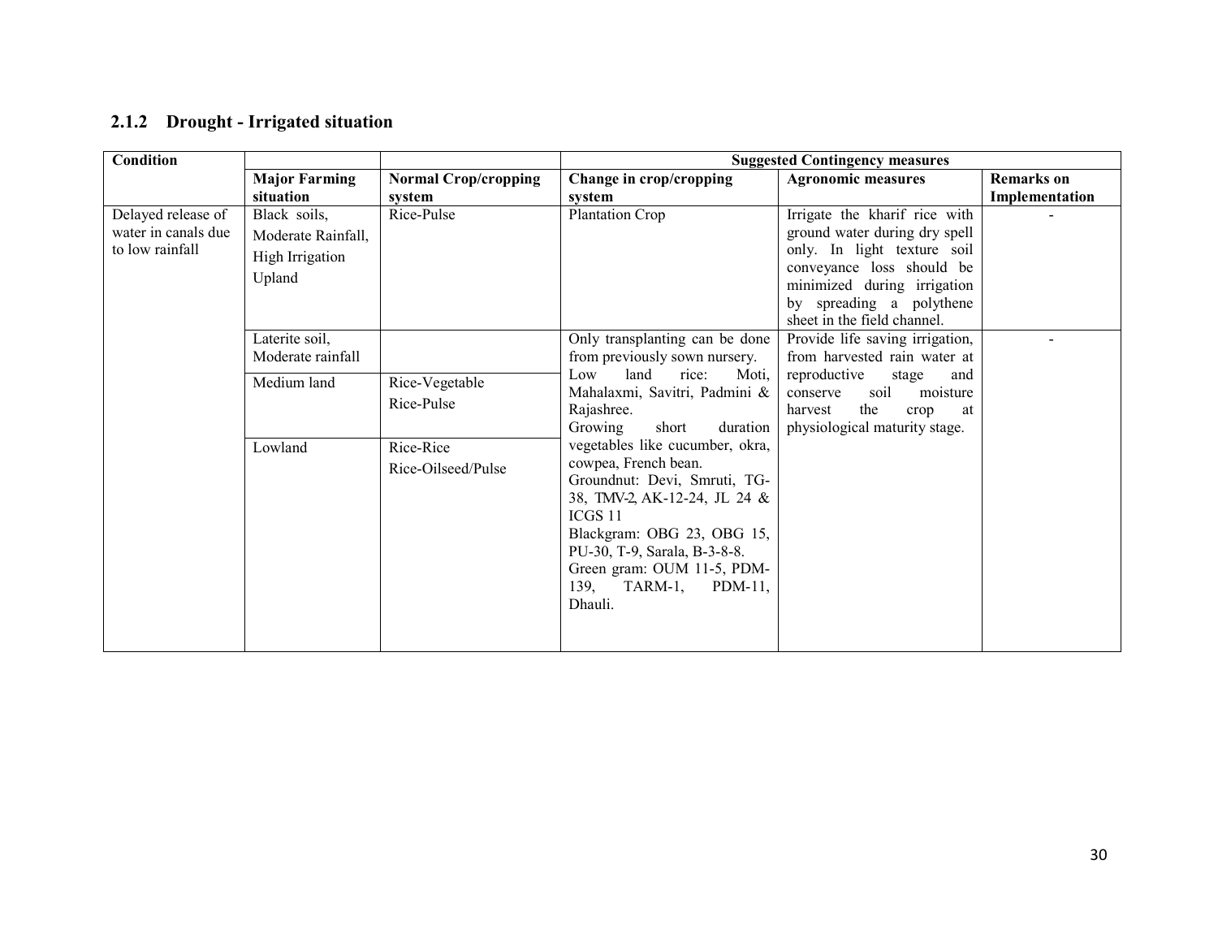### 2.1.2 Drought - Irrigated situation

| Condition | | | Suggested Contingency measures | | |
|---|---|---|---|---|---|
| | **Major Farming situation** | **Normal Crop/cropping system** | **Change in crop/cropping system** | **Agronomic measures** | **Remarks on Implementation** |
| Delayed release of water in canals due to low rainfall | Black soils, Moderate Rainfall, High Irrigation Upland | Rice-Pulse | Plantation Crop | Irrigate the kharif rice with ground water during dry spell only. In light texture soil conveyance loss should be minimized during irrigation by spreading a polythene sheet in the field channel. | - |
| | Laterite soil, Moderate rainfall | | Only transplanting can be done from previously sown nursery. Low land rice: Moti, Mahalaxmi, Savitri, Padmini & Rajashree. Growing short duration vegetables like cucumber, okra, cowpea, French bean. Groundnut: Devi, Smruti, TG-38, TMV-2, AK-12-24, JL 24 & ICGS 11 Blackgram: OBG 23, OBG 15, PU-30, T-9, Sarala, B-3-8-8. Green gram: OUM 11-5, PDM-139, TARM-1, PDM-11, Dhauli. | Provide life saving irrigation, from harvested rain water at reproductive stage and conserve soil moisture harvest the crop at physiological maturity stage. | - |
| | Medium land | Rice-Vegetable Rice-Pulse | | | |
| | Lowland | Rice-Rice Rice-Oilseed/Pulse | | | |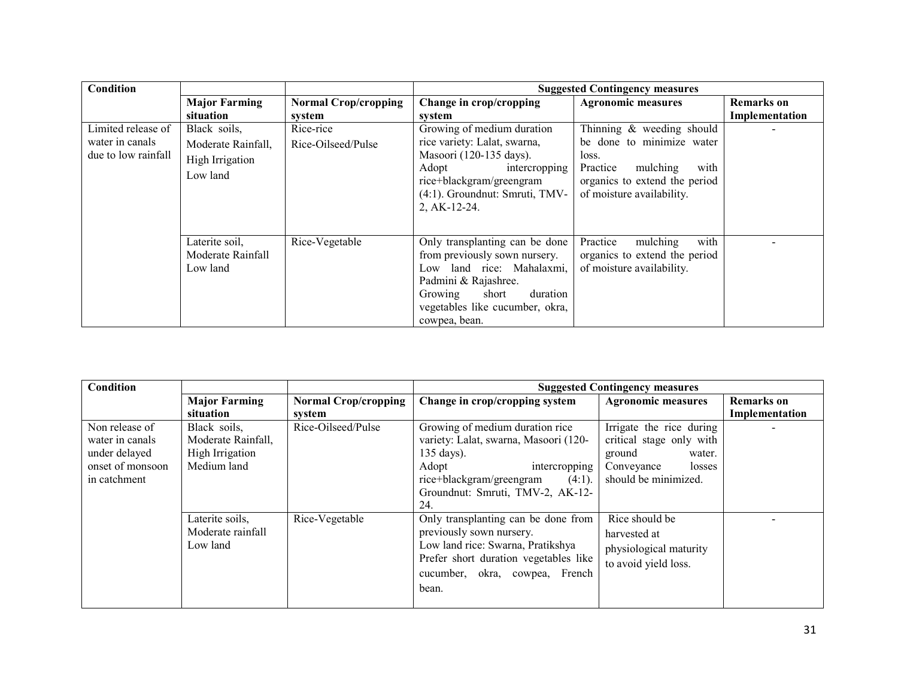| Condition | | | Suggested Contingency measures | | |
|---|---|---|---|---|---|
| | Major Farming situation | Normal Crop/cropping system | Change in crop/cropping system | Agronomic measures | Remarks on Implementation |
| Limited release of water in canals due to low rainfall | Black soils, Moderate Rainfall, High Irrigation Low land | Rice-rice Rice-Oilseed/Pulse | Growing of medium duration rice variety: Lalat, swarna, Masoori (120-135 days). Adopt intercropping rice+blackgram/greengram (4:1). Groundnut: Smruti, TMV-2, AK-12-24. | Thinning & weeding should be done to minimize water loss. Practice mulching with organics to extend the period of moisture availability. | - |
| | Laterite soil, Moderate Rainfall Low land | Rice-Vegetable | Only transplanting can be done from previously sown nursery. Low land rice: Mahalaxmi, Padmini & Rajashree. Growing short duration vegetables like cucumber, okra, cowpea, bean. | Practice mulching with organics to extend the period of moisture availability. | - |

| Condition | | | Suggested Contingency measures | | |
|---|---|---|---|---|---|
| | Major Farming situation | Normal Crop/cropping system | Change in crop/cropping system | Agronomic measures | Remarks on Implementation |
| Non release of water in canals under delayed onset of monsoon in catchment | Black soils, Moderate Rainfall, High Irrigation Medium land | Rice-Oilseed/Pulse | Growing of medium duration rice variety: Lalat, swarna, Masoori (120-135 days). Adopt intercropping rice+blackgram/greengram (4:1). Groundnut: Smruti, TMV-2, AK-12-24. | Irrigate the rice during critical stage only with ground water. Conveyance losses should be minimized. | - |
| | Laterite soils, Moderate rainfall Low land | Rice-Vegetable | Only transplanting can be done from previously sown nursery. Low land rice: Swarna, Pratikshya Prefer short duration vegetables like cucumber, okra, cowpea, French bean. | Rice should be harvested at physiological maturity to avoid yield loss. | - |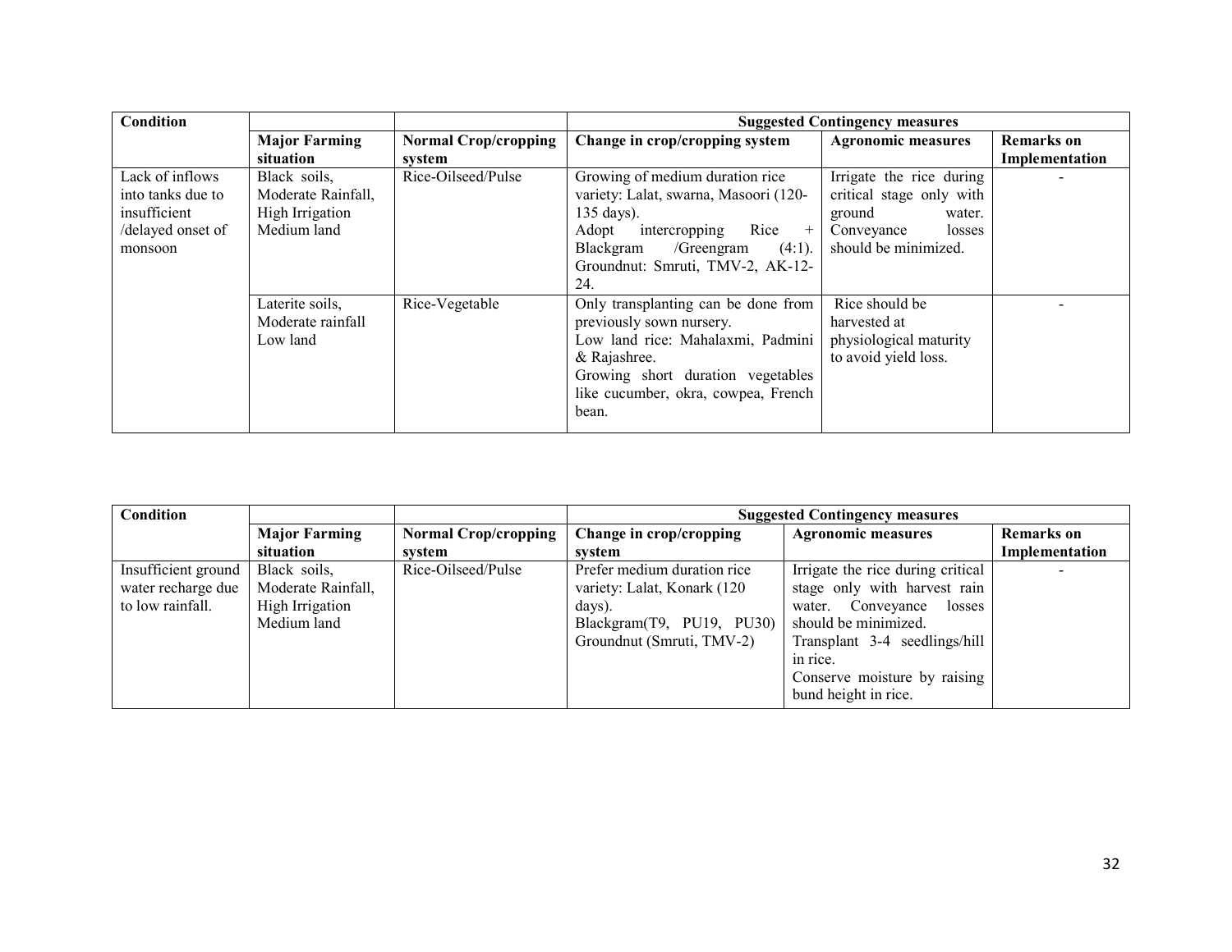| Condition | | | Suggested Contingency measures | | |
|---|---|---|---|---|---|
| | **Major Farming situation** | **Normal Crop/cropping system** | **Change in crop/cropping system** | **Agronomic measures** | **Remarks on Implementation** |
| Lack of inflows into tanks due to insufficient /delayed onset of monsoon | Black soils, Moderate Rainfall, High Irrigation Medium land | Rice-Oilseed/Pulse | Growing of medium duration rice variety: Lalat, swarna, Masoori (120-135 days). Adopt intercropping Rice + Blackgram /Greengram (4:1). Groundnut: Smruti, TMV-2, AK-12-24. | Irrigate the rice during critical stage only with ground water. Conveyance losses should be minimized. | - |
| | Laterite soils, Moderate rainfall Low land | Rice-Vegetable | Only transplanting can be done from previously sown nursery. Low land rice: Mahalaxmi, Padmini & Rajashree. Growing short duration vegetables like cucumber, okra, cowpea, French bean. | Rice should be harvested at physiological maturity to avoid yield loss. | - |

| Condition | | | Suggested Contingency measures | | |
|---|---|---|---|---|---|
| | **Major Farming situation** | **Normal Crop/cropping system** | **Change in crop/cropping system** | **Agronomic measures** | **Remarks on Implementation** |
| Insufficient ground water recharge due to low rainfall. | Black soils, Moderate Rainfall, High Irrigation Medium land | Rice-Oilseed/Pulse | Prefer medium duration rice variety: Lalat, Konark (120 days). Blackgram(T9, PU19, PU30) Groundnut (Smruti, TMV-2) | Irrigate the rice during critical stage only with harvest rain water. Conveyance losses should be minimized. Transplant 3-4 seedlings/hill in rice. Conserve moisture by raising bund height in rice. | - |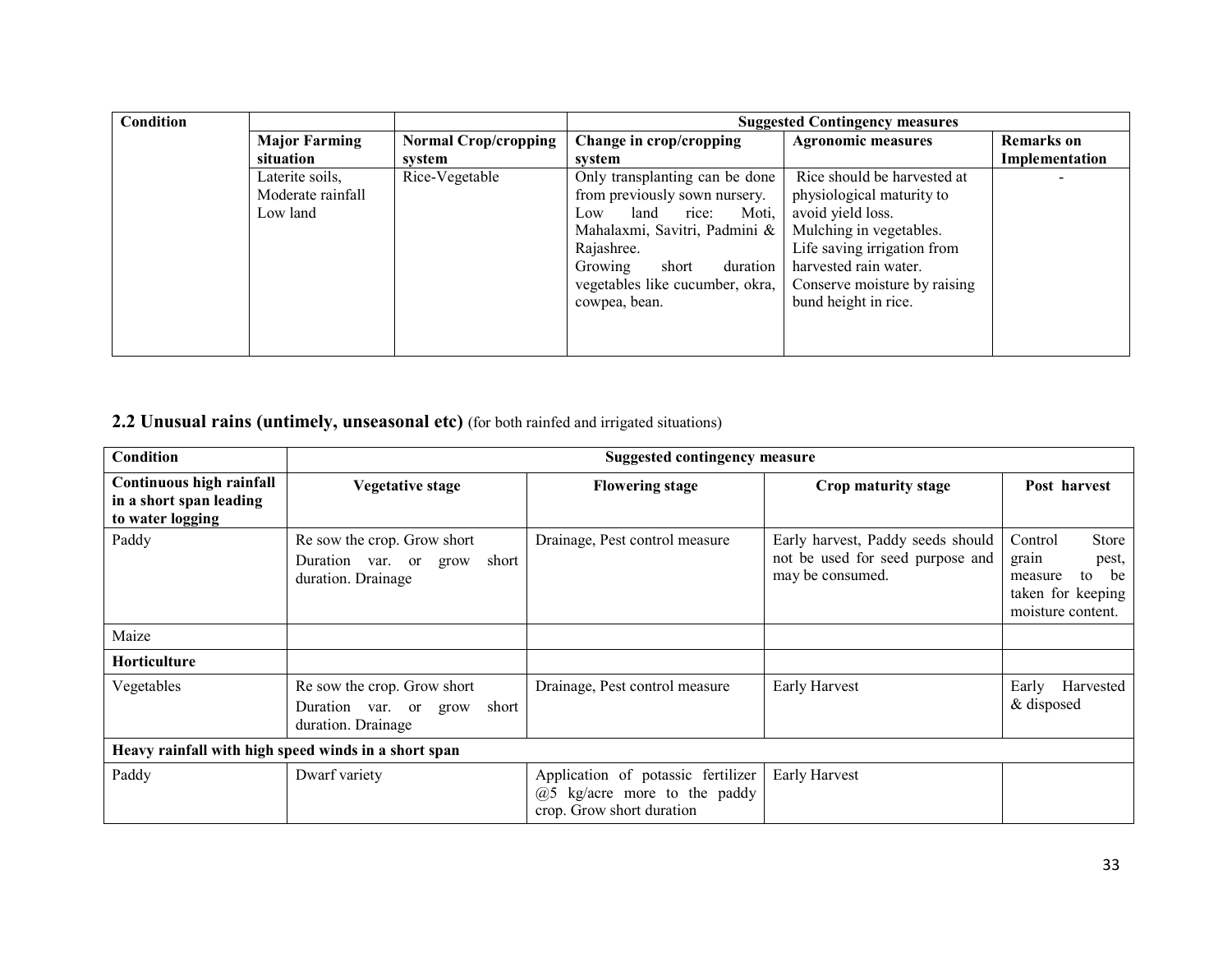| Condition | | | Suggested Contingency measures | | |
|---|---|---|---|---|---|
| | Major Farming situation | Normal Crop/cropping system | Change in crop/cropping system | Agronomic measures | Remarks on Implementation |
| | Laterite soils, Moderate rainfall Low land | Rice-Vegetable | Only transplanting can be done from previously sown nursery. Low land rice: Moti, Mahalaxmi, Savitri, Padmini & Rajashree. Growing short duration vegetables like cucumber, okra, cowpea, bean. | Rice should be harvested at physiological maturity to avoid yield loss. Mulching in vegetables. Life saving irrigation from harvested rain water. Conserve moisture by raising bund height in rice. | - |

## 2.2 Unusual rains (untimely, unseasonal etc) (for both rainfed and irrigated situations)

| Condition | Suggested contingency measure | | | |
|---|---|---|---|---|
| **Continuous high rainfall in a short span leading to water logging** | **Vegetative stage** | **Flowering stage** | **Crop maturity stage** | **Post harvest** |
| Paddy | Re sow the crop. Grow short Duration var. or grow short duration. Drainage | Drainage, Pest control measure | Early harvest, Paddy seeds should not be used for seed purpose and may be consumed. | Control Store grain pest, measure to be taken for keeping moisture content. |
| Maize | | | | |
| **Horticulture** | | | | |
| Vegetables | Re sow the crop. Grow short Duration var. or grow short duration. Drainage | Drainage, Pest control measure | Early Harvest | Early Harvested & disposed |
| **Heavy rainfall with high speed winds in a short span** | | | | |
| Paddy | Dwarf variety | Application of potassic fertilizer @5 kg/acre more to the paddy crop. Grow short duration | Early Harvest | |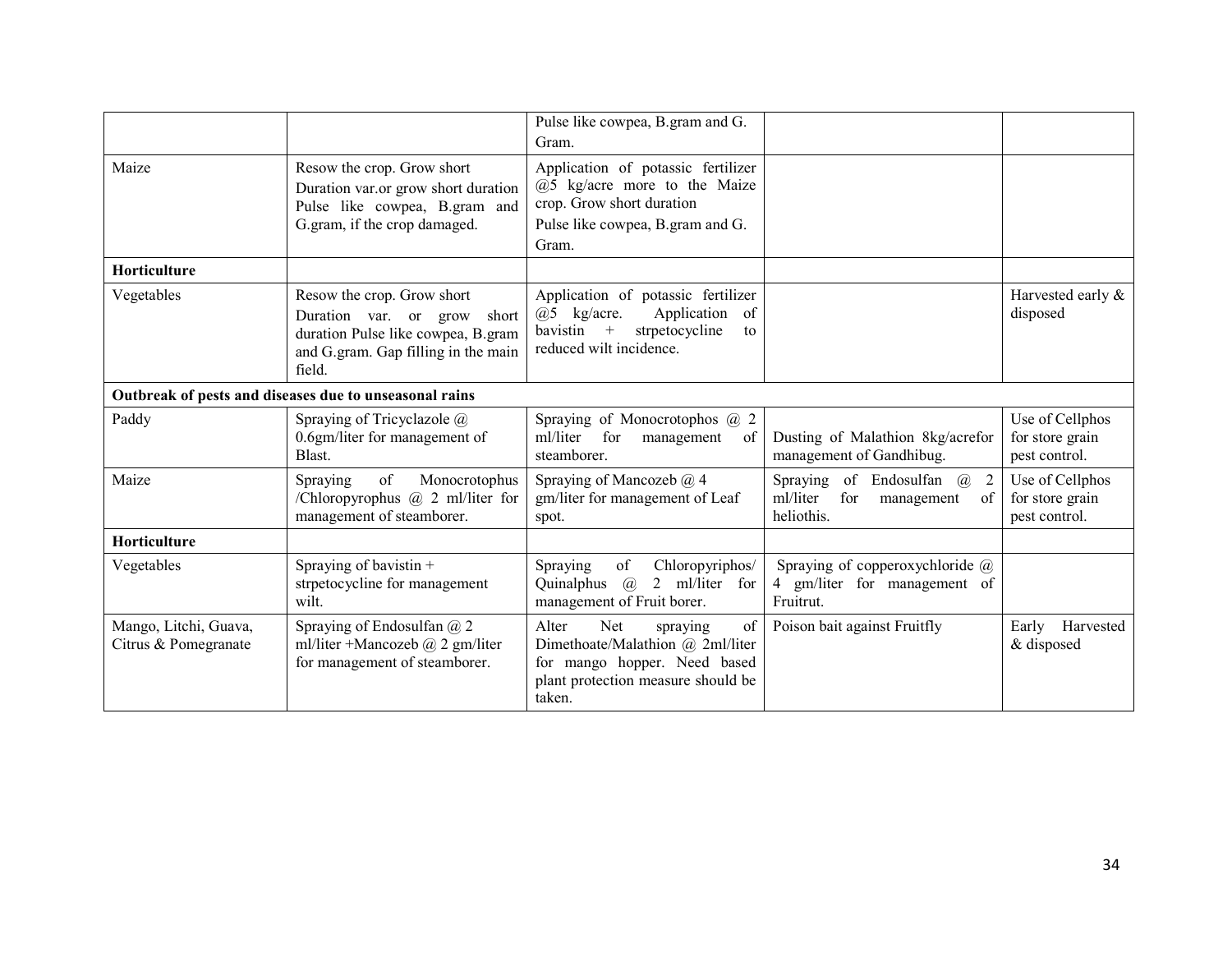| | | | | |
|---|---|---|---|---|
| | | Pulse like cowpea, B.gram and G. Gram. | | |
| Maize | Resow the crop. Grow short Duration var.or grow short duration Pulse like cowpea, B.gram and G.gram, if the crop damaged. | Application of potassic fertilizer @5 kg/acre more to the Maize crop. Grow short duration Pulse like cowpea, B.gram and G. Gram. | | |
| **Horticulture** | | | | |
| Vegetables | Resow the crop. Grow short Duration var. or grow short duration Pulse like cowpea, B.gram and G.gram. Gap filling in the main field. | Application of potassic fertilizer @5 kg/acre. Application of bavistin + strpetocycline to reduced wilt incidence. | | Harvested early & disposed |
| **Outbreak of pests and diseases due to unseasonal rains** | | | | |
| Paddy | Spraying of Tricyclazole @ 0.6gm/liter for management of Blast. | Spraying of Monocrotophos @ 2 ml/liter for management of steamborer. | Dusting of Malathion 8kg/acrefor management of Gandhibug. | Use of Cellphos for store grain pest control. |
| Maize | Spraying of Monocrotophus /Chloropyrophus @ 2 ml/liter for management of steamborer. | Spraying of Mancozeb @ 4 gm/liter for management of Leaf spot. | Spraying of Endosulfan @ 2 ml/liter for management of heliothis. | Use of Cellphos for store grain pest control. |
| **Horticulture** | | | | |
| Vegetables | Spraying of bavistin + strpetocycline for management wilt. | Spraying of Chloropyriphos/ Quinalphus @ 2 ml/liter for management of Fruit borer. | Spraying of copperoxychloride @ 4 gm/liter for management of Fruitrut. | |
| Mango, Litchi, Guava, Citrus & Pomegranate | Spraying of Endosulfan @ 2 ml/liter +Mancozeb @ 2 gm/liter for management of steamborer. | Alter Net spraying of Dimethoate/Malathion @ 2ml/liter for mango hopper. Need based plant protection measure should be taken. | Poison bait against Fruitfly | Early Harvested & disposed |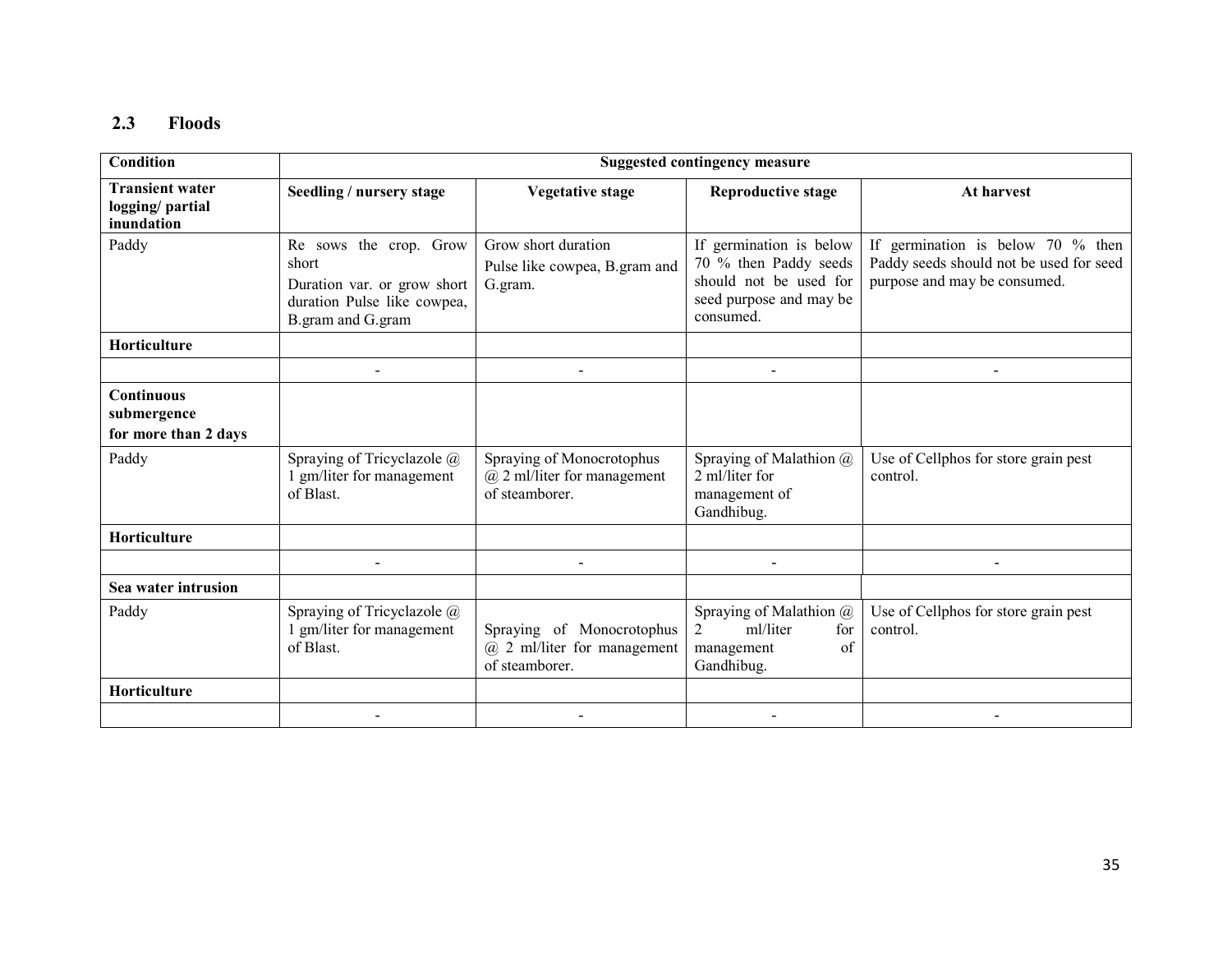## 2.3 Floods

| Condition | Suggested contingency measure | | | |
|---|---|---|---|---|
| **Transient water logging/ partial inundation** | **Seedling / nursery stage** | **Vegetative stage** | **Reproductive stage** | **At harvest** |
| Paddy | Re sows the crop. Grow short Duration var. or grow short duration Pulse like cowpea, B.gram and G.gram | Grow short duration Pulse like cowpea, B.gram and G.gram. | If germination is below 70 % then Paddy seeds should not be used for seed purpose and may be consumed. | If germination is below 70 % then Paddy seeds should not be used for seed purpose and may be consumed. |
| **Horticulture** | | | | |
| | - | - | - | - |
| **Continuous submergence for more than 2 days** | | | | |
| Paddy | Spraying of Tricyclazole @ 1 gm/liter for management of Blast. | Spraying of Monocrotophus @ 2 ml/liter for management of steamborer. | Spraying of Malathion @ 2 ml/liter for management of Gandhibug. | Use of Cellphos for store grain pest control. |
| **Horticulture** | | | | |
| | - | - | - | - |
| **Sea water intrusion** | | | | |
| Paddy | Spraying of Tricyclazole @ 1 gm/liter for management of Blast. | Spraying of Monocrotophus @ 2 ml/liter for management of steamborer. | Spraying of Malathion @ 2 ml/liter for management of Gandhibug. | Use of Cellphos for store grain pest control. |
| **Horticulture** | | | | |
| | - | - | - | - |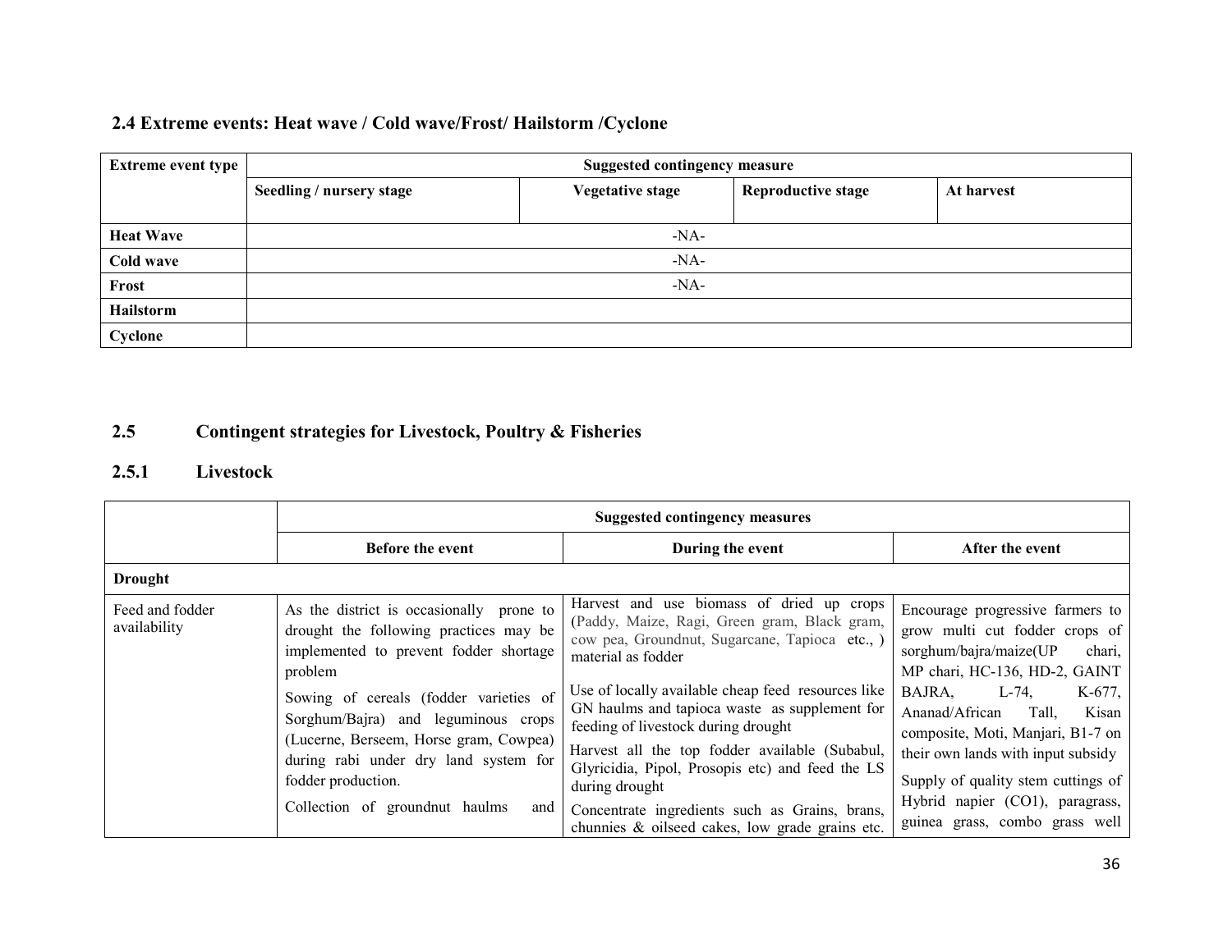## 2.4 Extreme events: Heat wave / Cold wave/Frost/ Hailstorm /Cyclone

| Extreme event type | Suggested contingency measure | | | |
|---|---|---|---|---|
| | Seedling / nursery stage | Vegetative stage | Reproductive stage | At harvest |
| **Heat Wave** | -NA- | | | |
| **Cold wave** | -NA- | | | |
| **Frost** | -NA- | | | |
| **Hailstorm** | | | | |
| **Cyclone** | | | | |

## 2.5 Contingent strategies for Livestock, Poultry & Fisheries

### 2.5.1 Livestock

| | Suggested contingency measures | | |
|---|---|---|---|
| | Before the event | During the event | After the event |
| **Drought** | | | |
| Feed and fodder availability | As the district is occasionally prone to drought the following practices may be implemented to prevent fodder shortage problem<br><br>Sowing of cereals (fodder varieties of Sorghum/Bajra) and leguminous crops (Lucerne, Berseem, Horse gram, Cowpea) during rabi under dry land system for fodder production.<br><br>Collection of groundnut haulms and | Harvest and use biomass of dried up crops (Paddy, Maize, Ragi, Green gram, Black gram, cow pea, Groundnut, Sugarcane, Tapioca etc., ) material as fodder<br><br>Use of locally available cheap feed resources like GN haulms and tapioca waste as supplement for feeding of livestock during drought<br><br>Harvest all the top fodder available (Subabul, Glyricidia, Pipol, Prosopis etc) and feed the LS during drought<br><br>Concentrate ingredients such as Grains, brans, chunnies & oilseed cakes, low grade grains etc. | Encourage progressive farmers to grow multi cut fodder crops of sorghum/bajra/maize(UP chari, MP chari, HC-136, HD-2, GAINT BAJRA, L-74, K-677, Ananad/African Tall, Kisan composite, Moti, Manjari, B1-7 on their own lands with input subsidy<br><br>Supply of quality stem cuttings of Hybrid napier (CO1), paragrass, guinea grass, combo grass well |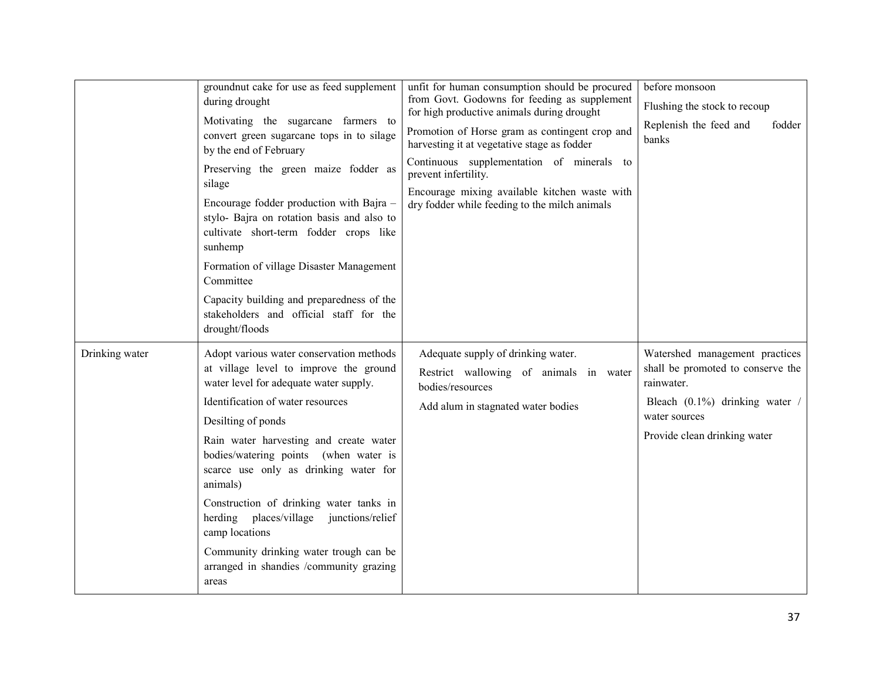| | | | |
|---|---|---|---|
| | groundnut cake for use as feed supplement during drought<br><br>Motivating the sugarcane farmers to convert green sugarcane tops in to silage by the end of February<br><br>Preserving the green maize fodder as silage<br><br>Encourage fodder production with Bajra – stylo- Bajra on rotation basis and also to cultivate short-term fodder crops like sunhemp<br><br>Formation of village Disaster Management Committee<br><br>Capacity building and preparedness of the stakeholders and official staff for the drought/floods | unfit for human consumption should be procured from Govt. Godowns for feeding as supplement for high productive animals during drought<br><br>Promotion of Horse gram as contingent crop and harvesting it at vegetative stage as fodder<br><br>Continuous supplementation of minerals to prevent infertility.<br><br>Encourage mixing available kitchen waste with dry fodder while feeding to the milch animals | before monsoon<br><br>Flushing the stock to recoup<br><br>Replenish the feed and fodder banks |
| Drinking water | Adopt various water conservation methods at village level to improve the ground water level for adequate water supply.<br><br>Identification of water resources<br><br>Desilting of ponds<br><br>Rain water harvesting and create water bodies/watering points (when water is scarce use only as drinking water for animals)<br><br>Construction of drinking water tanks in herding places/village junctions/relief camp locations<br><br>Community drinking water trough can be arranged in shandies /community grazing areas | Adequate supply of drinking water.<br><br>Restrict wallowing of animals in water bodies/resources<br><br>Add alum in stagnated water bodies | Watershed management practices shall be promoted to conserve the rainwater.<br><br>Bleach (0.1%) drinking water / water sources<br><br>Provide clean drinking water |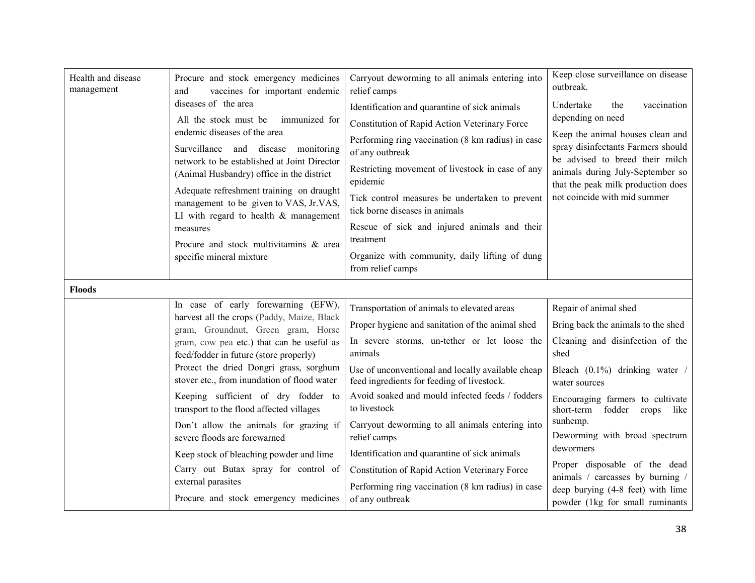| | | | |
|---|---|---|---|
| Health and disease management | Procure and stock emergency medicines and vaccines for important endemic diseases of the area<br>All the stock must be immunized for endemic diseases of the area<br>Surveillance and disease monitoring network to be established at Joint Director (Animal Husbandry) office in the district<br>Adequate refreshment training on draught management to be given to VAS, Jr.VAS, LI with regard to health & management measures<br>Procure and stock multivitamins & area specific mineral mixture | Carryout deworming to all animals entering into relief camps<br>Identification and quarantine of sick animals<br>Constitution of Rapid Action Veterinary Force<br>Performing ring vaccination (8 km radius) in case of any outbreak<br>Restricting movement of livestock in case of any epidemic<br>Tick control measures be undertaken to prevent tick borne diseases in animals<br>Rescue of sick and injured animals and their treatment<br>Organize with community, daily lifting of dung from relief camps | Keep close surveillance on disease outbreak.<br>Undertake the vaccination depending on need<br>Keep the animal houses clean and spray disinfectants Farmers should be advised to breed their milch animals during July-September so that the peak milk production does not coincide with mid summer |
| **Floods** | | | |
| | In case of early forewarning (EFW), harvest all the crops (Paddy, Maize, Black gram, Groundnut, Green gram, Horse gram, cow pea etc.) that can be useful as feed/fodder in future (store properly)<br>Protect the dried Dongri grass, sorghum stover etc., from inundation of flood water<br>Keeping sufficient of dry fodder to transport to the flood affected villages<br>Don't allow the animals for grazing if severe floods are forewarned<br>Keep stock of bleaching powder and lime<br>Carry out Butax spray for control of external parasites<br>Procure and stock emergency medicines | Transportation of animals to elevated areas<br>Proper hygiene and sanitation of the animal shed<br>In severe storms, un-tether or let loose the animals<br>Use of unconventional and locally available cheap feed ingredients for feeding of livestock.<br>Avoid soaked and mould infected feeds / fodders to livestock<br>Carryout deworming to all animals entering into relief camps<br>Identification and quarantine of sick animals<br>Constitution of Rapid Action Veterinary Force<br>Performing ring vaccination (8 km radius) in case of any outbreak | Repair of animal shed<br>Bring back the animals to the shed<br>Cleaning and disinfection of the shed<br>Bleach (0.1%) drinking water / water sources<br>Encouraging farmers to cultivate short-term fodder crops like sunhemp.<br>Deworming with broad spectrum dewormers<br>Proper disposable of the dead animals / carcasses by burning / deep burying (4-8 feet) with lime powder (1kg for small ruminants |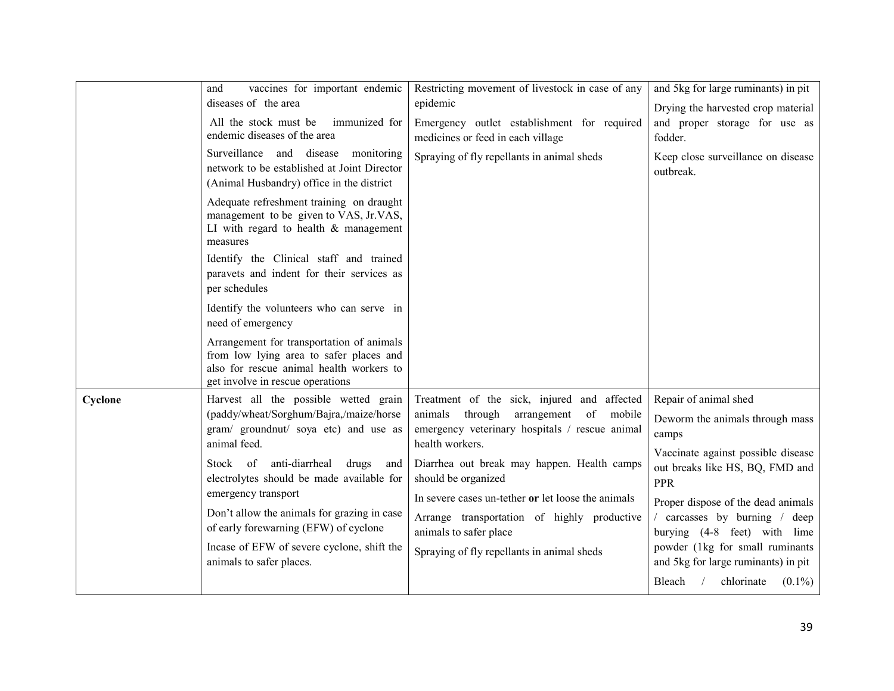| | | | |
|---|---|---|---|
| | and vaccines for important endemic diseases of the area<br><br>All the stock must be immunized for endemic diseases of the area<br><br>Surveillance and disease monitoring network to be established at Joint Director (Animal Husbandry) office in the district<br><br>Adequate refreshment training on draught management to be given to VAS, Jr.VAS, LI with regard to health & management measures<br><br>Identify the Clinical staff and trained paravets and indent for their services as per schedules<br><br>Identify the volunteers who can serve in need of emergency<br><br>Arrangement for transportation of animals from low lying area to safer places and also for rescue animal health workers to get involve in rescue operations | Restricting movement of livestock in case of any epidemic<br><br>Emergency outlet establishment for required medicines or feed in each village<br><br>Spraying of fly repellants in animal sheds | and 5kg for large ruminants) in pit<br><br>Drying the harvested crop material and proper storage for use as fodder.<br><br>Keep close surveillance on disease outbreak. |
| **Cyclone** | Harvest all the possible wetted grain (paddy/wheat/Sorghum/Bajra,/maize/horse gram/ groundnut/ soya etc) and use as animal feed.<br><br>Stock of anti-diarrheal drugs and electrolytes should be made available for emergency transport<br><br>Don't allow the animals for grazing in case of early forewarning (EFW) of cyclone<br><br>Incase of EFW of severe cyclone, shift the animals to safer places. | Treatment of the sick, injured and affected animals through arrangement of mobile emergency veterinary hospitals / rescue animal health workers.<br><br>Diarrhea out break may happen. Health camps should be organized<br><br>In severe cases un-tether **or** let loose the animals<br><br>Arrange transportation of highly productive animals to safer place<br><br>Spraying of fly repellants in animal sheds | Repair of animal shed<br><br>Deworm the animals through mass camps<br><br>Vaccinate against possible disease out breaks like HS, BQ, FMD and PPR<br><br>Proper dispose of the dead animals / carcasses by burning / deep burying (4-8 feet) with lime powder (1kg for small ruminants and 5kg for large ruminants) in pit<br><br>Bleach / chlorinate (0.1%) |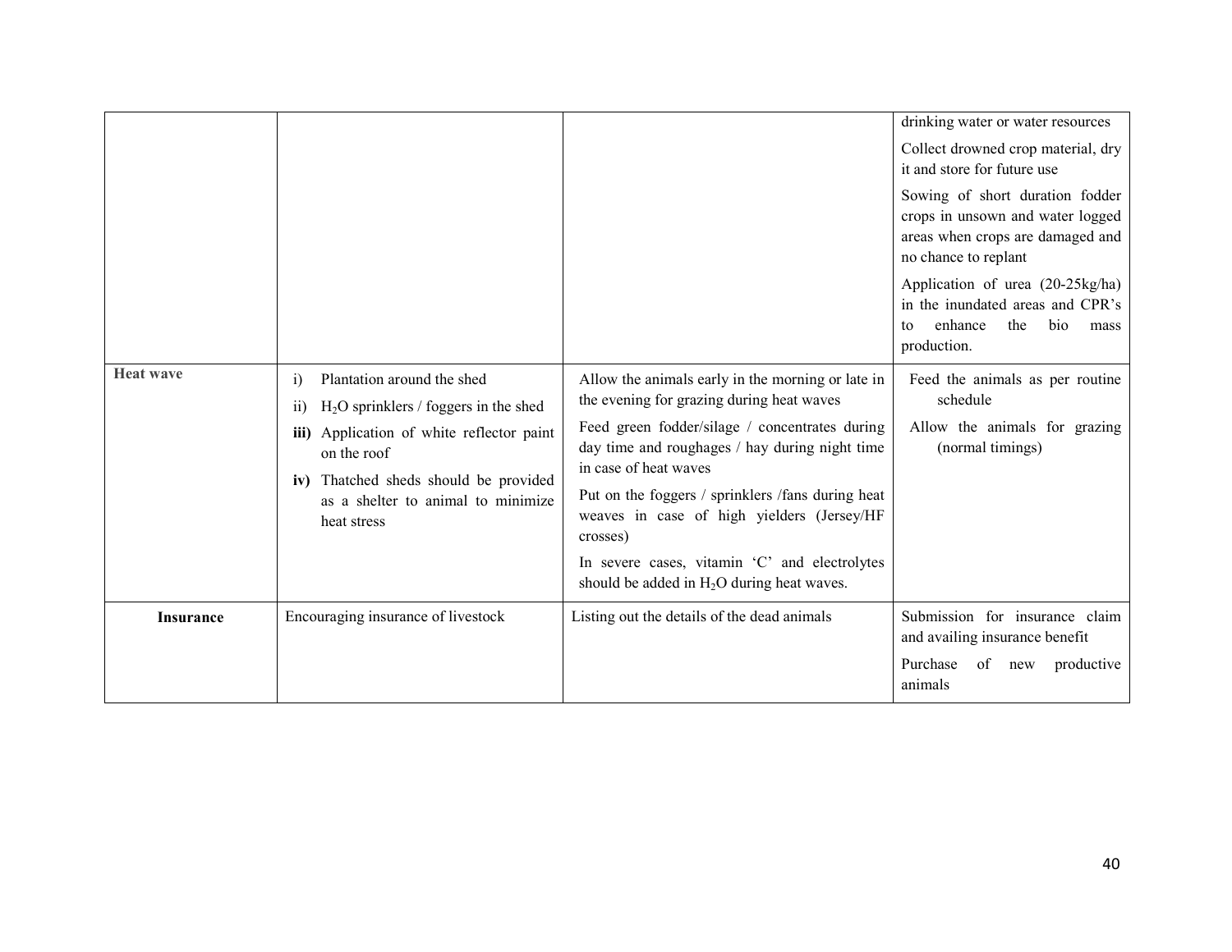| | | | |
|---|---|---|---|
| | | | drinking water or water resources<br>Collect drowned crop material, dry it and store for future use<br>Sowing of short duration fodder crops in unsown and water logged areas when crops are damaged and no chance to replant<br>Application of urea (20-25kg/ha) in the inundated areas and CPR's to enhance the bio mass production. |
| **Heat wave** | i) Plantation around the shed<br>ii) $H_2O$ sprinklers / foggers in the shed<br>**iii)** Application of white reflector paint on the roof<br>**iv)** Thatched sheds should be provided as a shelter to animal to minimize heat stress | Allow the animals early in the morning or late in the evening for grazing during heat waves<br>Feed green fodder/silage / concentrates during day time and roughages / hay during night time in case of heat waves<br>Put on the foggers / sprinklers /fans during heat weaves in case of high yielders (Jersey/HF crosses)<br>In severe cases, vitamin 'C' and electrolytes should be added in $H_2O$ during heat waves. | Feed the animals as per routine schedule<br>Allow the animals for grazing (normal timings) |
| **Insurance** | Encouraging insurance of livestock | Listing out the details of the dead animals | Submission for insurance claim and availing insurance benefit<br>Purchase of new productive animals |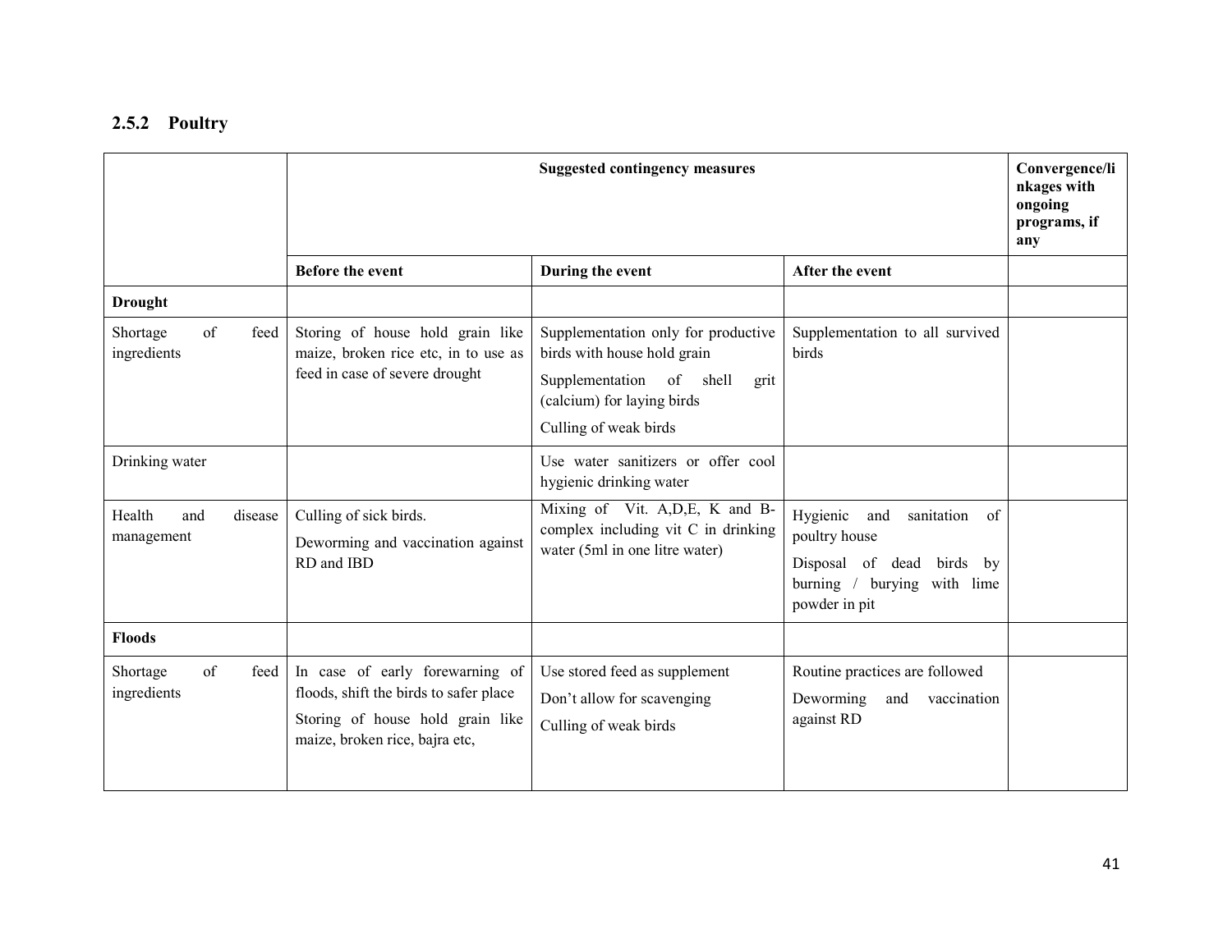### 2.5.2 Poultry

| | Suggested contingency measures | | | Convergence/linkages with ongoing programs, if any |
|---|---|---|---|---|
| | Before the event | During the event | After the event | |
| **Drought** | | | | |
| Shortage of feed ingredients | Storing of house hold grain like maize, broken rice etc, in to use as feed in case of severe drought | Supplementation only for productive birds with house hold grain<br>Supplementation of shell grit (calcium) for laying birds<br>Culling of weak birds | Supplementation to all survived birds | |
| Drinking water | | Use water sanitizers or offer cool hygienic drinking water | | |
| Health and disease management | Culling of sick birds.<br>Deworming and vaccination against RD and IBD | Mixing of Vit. A,D,E, K and B-complex including vit C in drinking water (5ml in one litre water) | Hygienic and sanitation of poultry house<br>Disposal of dead birds by burning / burying with lime powder in pit | |
| **Floods** | | | | |
| Shortage of feed ingredients | In case of early forewarning of floods, shift the birds to safer place<br>Storing of house hold grain like maize, broken rice, bajra etc, | Use stored feed as supplement<br>Don't allow for scavenging<br>Culling of weak birds | Routine practices are followed<br>Deworming and vaccination against RD | |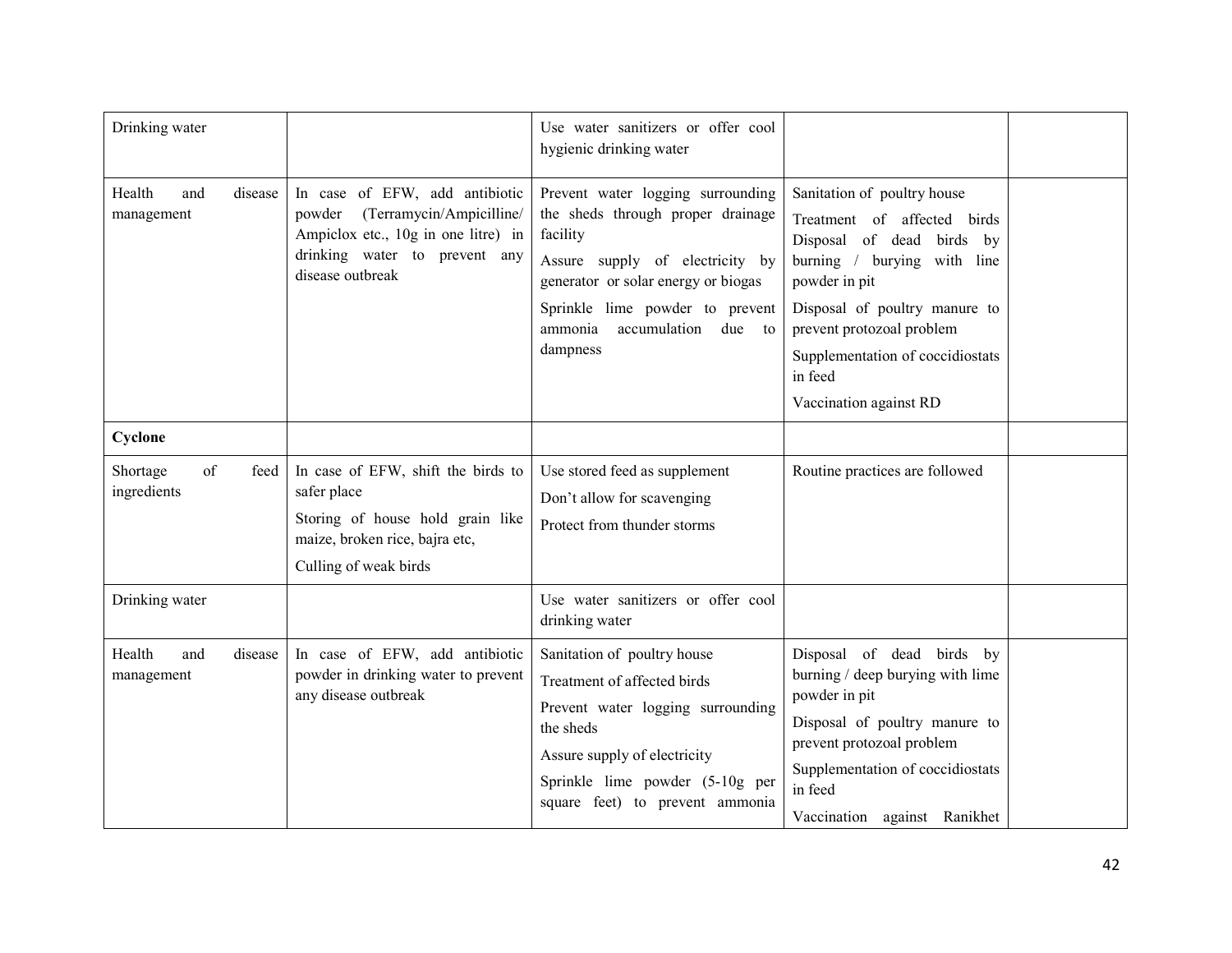| Drinking water | | Use water sanitizers or offer cool hygienic drinking water | | |
|---|---|---|---|---|
| Health and disease management | In case of EFW, add antibiotic powder (Terramycin/Ampicilline/ Ampiclox etc., 10g in one litre) in drinking water to prevent any disease outbreak | Prevent water logging surrounding the sheds through proper drainage facility<br>Assure supply of electricity by generator or solar energy or biogas<br>Sprinkle lime powder to prevent ammonia accumulation due to dampness | Sanitation of poultry house<br>Treatment of affected birds Disposal of dead birds by burning / burying with line powder in pit<br>Disposal of poultry manure to prevent protozoal problem<br>Supplementation of coccidiostats in feed<br>Vaccination against RD | |
| **Cyclone** | | | | |
| Shortage of feed ingredients | In case of EFW, shift the birds to safer place<br>Storing of house hold grain like maize, broken rice, bajra etc,<br>Culling of weak birds | Use stored feed as supplement<br>Don't allow for scavenging<br>Protect from thunder storms | Routine practices are followed | |
| Drinking water | | Use water sanitizers or offer cool drinking water | | |
| Health and disease management | In case of EFW, add antibiotic powder in drinking water to prevent any disease outbreak | Sanitation of poultry house<br>Treatment of affected birds<br>Prevent water logging surrounding the sheds<br>Assure supply of electricity<br>Sprinkle lime powder (5-10g per square feet) to prevent ammonia | Disposal of dead birds by burning / deep burying with lime powder in pit<br>Disposal of poultry manure to prevent protozoal problem<br>Supplementation of coccidiostats in feed<br>Vaccination against Ranikhet | |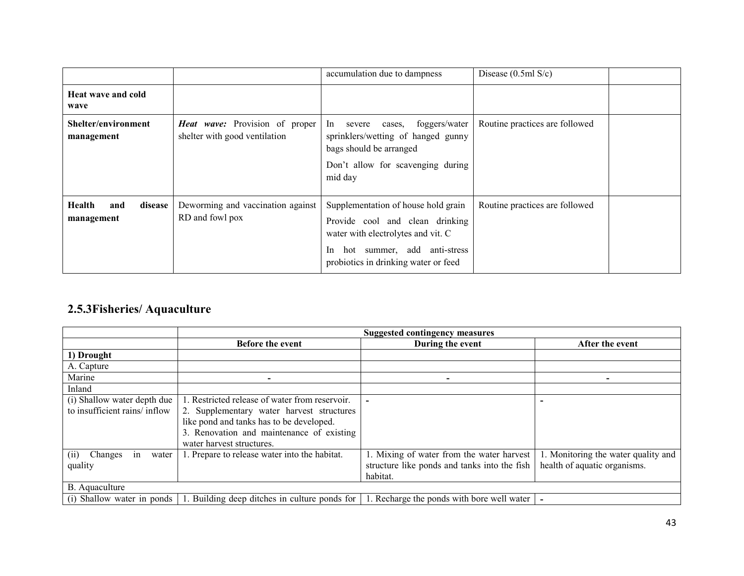|  |  | accumulation due to dampness | Disease (0.5ml S/c) |  |
|---|---|---|---|---|
| **Heat wave and cold wave** |  |  |  |  |
| **Shelter/environment management** | ***Heat wave:*** Provision of proper shelter with good ventilation | In severe cases, foggers/water sprinklers/wetting of hanged gunny bags should be arranged<br>Don't allow for scavenging during mid day | Routine practices are followed |  |
| **Health and disease management** | Deworming and vaccination against RD and fowl pox | Supplementation of house hold grain<br>Provide cool and clean drinking water with electrolytes and vit. C<br>In hot summer, add anti-stress probiotics in drinking water or feed | Routine practices are followed |  |

## 2.5.3Fisheries/ Aquaculture

|  | **Suggested contingency measures** |  |  |
|---|---|---|---|
|  | **Before the event** | **During the event** | **After the event** |
| **1) Drought** |  |  |  |
| A. Capture |  |  |  |
| Marine | - | - | - |
| Inland |  |  |  |
| (i) Shallow water depth due to insufficient rains/ inflow | 1. Restricted release of water from reservoir.<br>2. Supplementary water harvest structures like pond and tanks has to be developed.<br>3. Renovation and maintenance of existing water harvest structures. | - | - |
| (ii) Changes in water quality | 1. Prepare to release water into the habitat. | 1. Mixing of water from the water harvest structure like ponds and tanks into the fish habitat. | 1. Monitoring the water quality and health of aquatic organisms. |
| B. Aquaculture |  |  |  |
| (i) Shallow water in ponds | 1. Building deep ditches in culture ponds for | 1. Recharge the ponds with bore well water | - |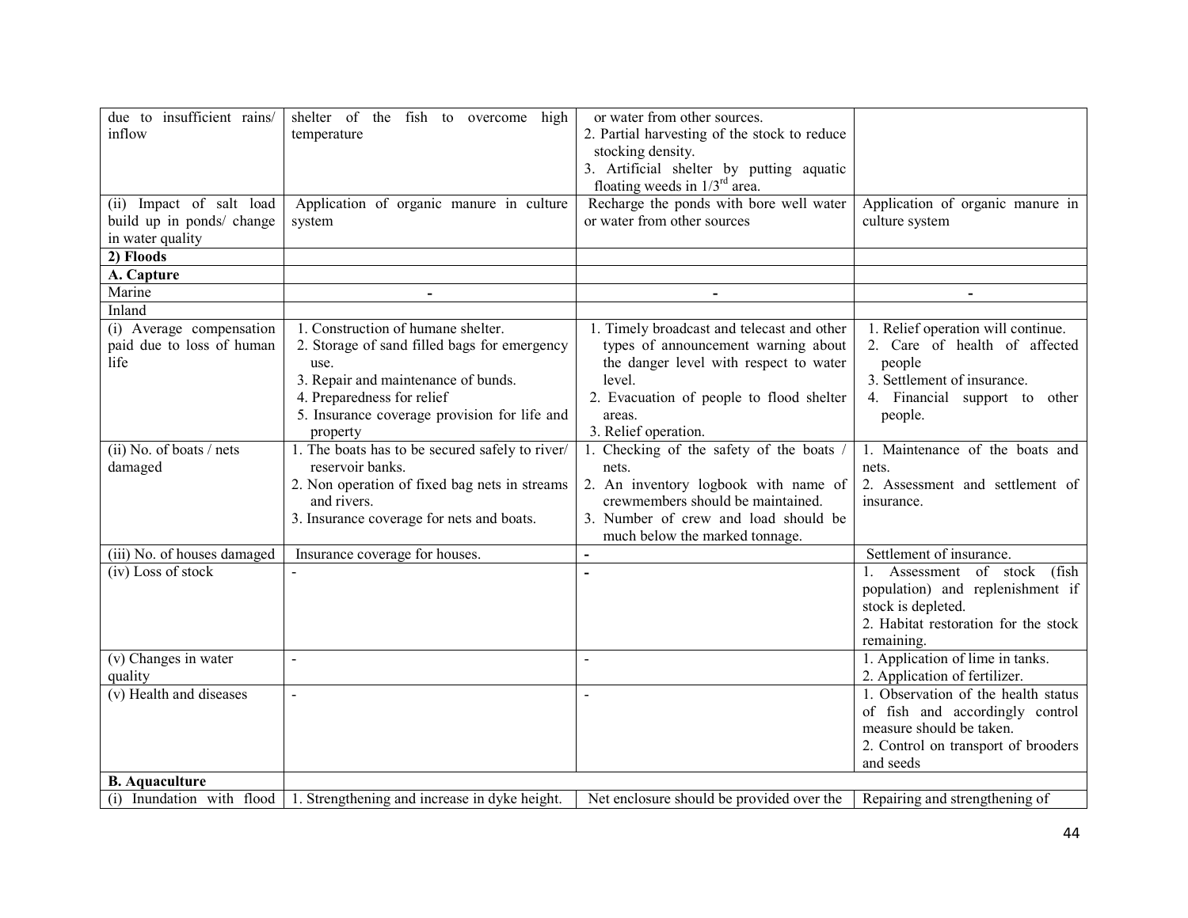| | | | |
|---|---|---|---|
| due to insufficient rains/ inflow | shelter of the fish to overcome high temperature | or water from other sources.<br>2. Partial harvesting of the stock to reduce stocking density.<br>3. Artificial shelter by putting aquatic floating weeds in 1/3[rd] area. | |
| (ii) Impact of salt load build up in ponds/ change in water quality | Application of organic manure in culture system | Recharge the ponds with bore well water or water from other sources | Application of organic manure in culture system |
| **2) Floods** | | | |
| **A. Capture** | | | |
| Marine | - | - | - |
| Inland | | | |
| (i) Average compensation paid due to loss of human life | 1. Construction of humane shelter.<br>2. Storage of sand filled bags for emergency use.<br>3. Repair and maintenance of bunds.<br>4. Preparedness for relief<br>5. Insurance coverage provision for life and property | 1. Timely broadcast and telecast and other types of announcement warning about the danger level with respect to water level.<br>2. Evacuation of people to flood shelter areas.<br>3. Relief operation. | 1. Relief operation will continue.<br>2. Care of health of affected people<br>3. Settlement of insurance.<br>4. Financial support to other people. |
| (ii) No. of boats / nets damaged | 1. The boats has to be secured safely to river/ reservoir banks.<br>2. Non operation of fixed bag nets in streams and rivers.<br>3. Insurance coverage for nets and boats. | 1. Checking of the safety of the boats / nets.<br>2. An inventory logbook with name of crewmembers should be maintained.<br>3. Number of crew and load should be much below the marked tonnage. | 1. Maintenance of the boats and nets.<br>2. Assessment and settlement of insurance. |
| (iii) No. of houses damaged | Insurance coverage for houses. | - | Settlement of insurance. |
| (iv) Loss of stock | - | - | 1. Assessment of stock (fish population) and replenishment if stock is depleted.<br>2. Habitat restoration for the stock remaining. |
| (v) Changes in water quality | - | - | 1. Application of lime in tanks.<br>2. Application of fertilizer. |
| (v) Health and diseases | - | - | 1. Observation of the health status of fish and accordingly control measure should be taken.<br>2. Control on transport of brooders and seeds |
| **B. Aquaculture** | | | |
| (i) Inundation with flood | 1. Strengthening and increase in dyke height. | Net enclosure should be provided over the | Repairing and strengthening of |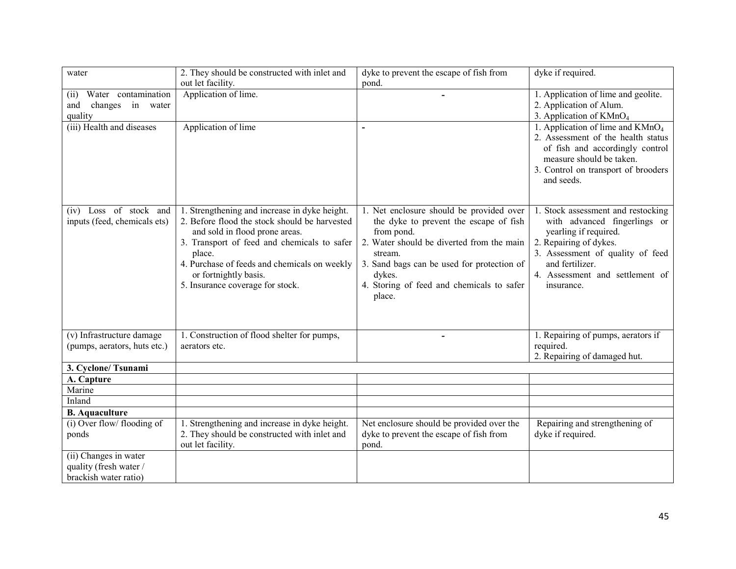| water | 2. They should be constructed with inlet and out let facility. | dyke to prevent the escape of fish from pond. | dyke if required. |
|---|---|---|---|
| (ii) Water contamination and changes in water quality | Application of lime. | - | 1. Application of lime and geolite.<br>2. Application of Alum.<br>3. Application of $KMnO_4$ |
| (iii) Health and diseases | Application of lime | - | 1. Application of lime and $KMnO_4$<br>2. Assessment of the health status of fish and accordingly control measure should be taken.<br>3. Control on transport of brooders and seeds. |
| (iv) Loss of stock and inputs (feed, chemicals ets) | 1. Strengthening and increase in dyke height.<br>2. Before flood the stock should be harvested and sold in flood prone areas.<br>3. Transport of feed and chemicals to safer place.<br>4. Purchase of feeds and chemicals on weekly or fortnightly basis.<br>5. Insurance coverage for stock. | 1. Net enclosure should be provided over the dyke to prevent the escape of fish from pond.<br>2. Water should be diverted from the main stream.<br>3. Sand bags can be used for protection of dykes.<br>4. Storing of feed and chemicals to safer place. | 1. Stock assessment and restocking with advanced fingerlings or yearling if required.<br>2. Repairing of dykes.<br>3. Assessment of quality of feed and fertilizer.<br>4. Assessment and settlement of insurance. |
| (v) Infrastructure damage (pumps, aerators, huts etc.) | 1. Construction of flood shelter for pumps, aerators etc. | - | 1. Repairing of pumps, aerators if required.<br>2. Repairing of damaged hut. |
| **3. Cyclone/ Tsunami** | | | |
| **A. Capture** | | | |
| Marine | | | |
| Inland | | | |
| **B. Aquaculture** | | | |
| (i) Over flow/ flooding of ponds | 1. Strengthening and increase in dyke height.<br>2. They should be constructed with inlet and out let facility. | Net enclosure should be provided over the dyke to prevent the escape of fish from pond. | Repairing and strengthening of dyke if required. |
| (ii) Changes in water quality (fresh water / brackish water ratio) | | | |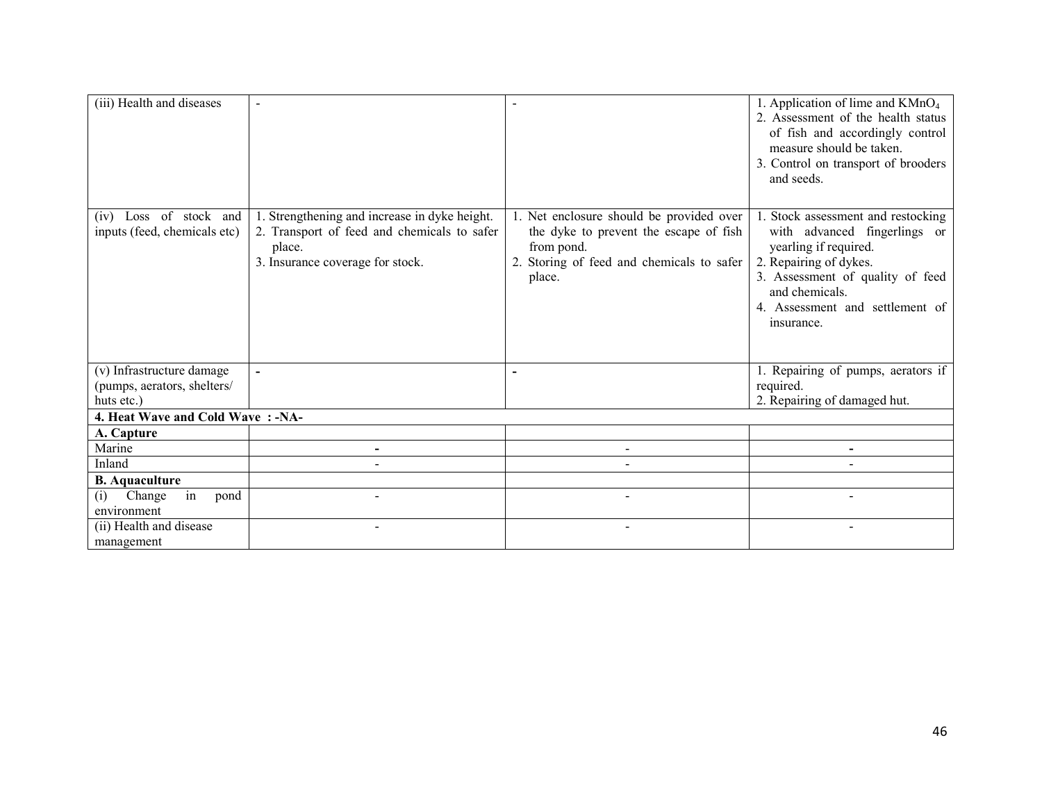| | | | |
|---|---|---|---|
| (iii) Health and diseases | - | - | 1. Application of lime and $KMnO_4$<br>2. Assessment of the health status of fish and accordingly control measure should be taken.<br>3. Control on transport of brooders and seeds. |
| (iv) Loss of stock and inputs (feed, chemicals etc) | 1. Strengthening and increase in dyke height.<br>2. Transport of feed and chemicals to safer place.<br>3. Insurance coverage for stock. | 1. Net enclosure should be provided over the dyke to prevent the escape of fish from pond.<br>2. Storing of feed and chemicals to safer place. | 1. Stock assessment and restocking with advanced fingerlings or yearling if required.<br>2. Repairing of dykes.<br>3. Assessment of quality of feed and chemicals.<br>4. Assessment and settlement of insurance. |
| (v) Infrastructure damage (pumps, aerators, shelters/ huts etc.) | - | - | 1. Repairing of pumps, aerators if required.<br>2. Repairing of damaged hut. |
| **4. Heat Wave and Cold Wave : -NA-** | | | |
| **A. Capture** | | | |
| Marine | - | - | - |
| Inland | - | - | - |
| **B. Aquaculture** | | | |
| (i) Change in pond environment | - | - | - |
| (ii) Health and disease management | - | - | - |